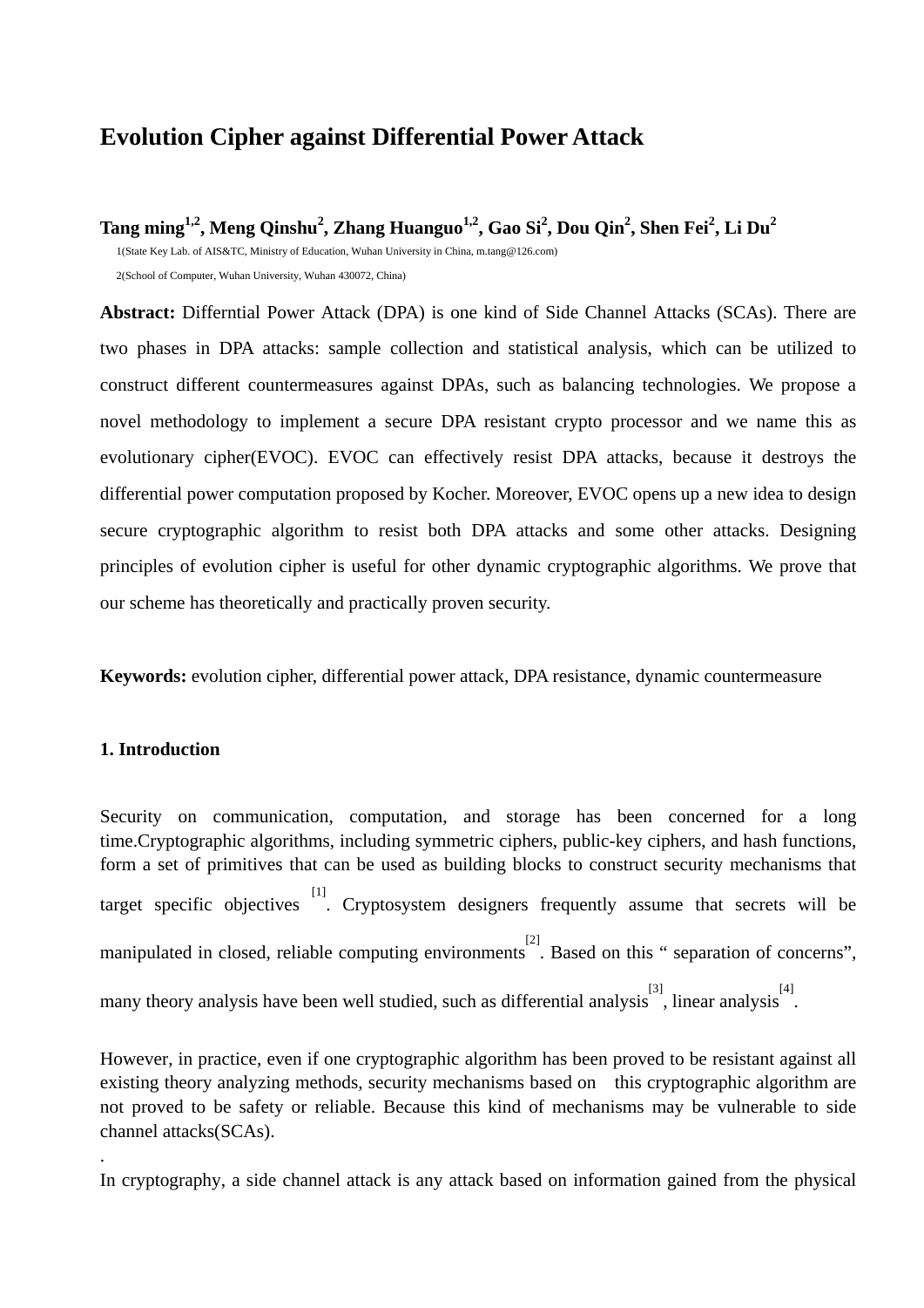# Evolution Cipher against Differential Power Attack

**Tang ming[1,2], Meng Qinshu[2], Zhang Huanguo[1,2], Gao Si[2], Dou Qin[2], Shen Fei[2], Li Du[2]**

1(State Key Lab. of AIS&TC, Ministry of Education, Wuhan University in China, m.tang@126.com)

2(School of Computer, Wuhan University, Wuhan 430072, China)

**Abstract:** Differntial Power Attack (DPA) is one kind of Side Channel Attacks (SCAs). There are two phases in DPA attacks: sample collection and statistical analysis, which can be utilized to construct different countermeasures against DPAs, such as balancing technologies. We propose a novel methodology to implement a secure DPA resistant crypto processor and we name this as evolutionary cipher(EVOC). EVOC can effectively resist DPA attacks, because it destroys the differential power computation proposed by Kocher. Moreover, EVOC opens up a new idea to design secure cryptographic algorithm to resist both DPA attacks and some other attacks. Designing principles of evolution cipher is useful for other dynamic cryptographic algorithms. We prove that our scheme has theoretically and practically proven security.

**Keywords:** evolution cipher, differential power attack, DPA resistance, dynamic countermeasure

## 1. Introduction

Security on communication, computation, and storage has been concerned for a long time.Cryptographic algorithms, including symmetric ciphers, public-key ciphers, and hash functions, form a set of primitives that can be used as building blocks to construct security mechanisms that target specific objectives [1]. Cryptosystem designers frequently assume that secrets will be manipulated in closed, reliable computing environments[2]. Based on this " separation of concerns", many theory analysis have been well studied, such as differential analysis[3], linear analysis[4].

However, in practice, even if one cryptographic algorithm has been proved to be resistant against all existing theory analyzing methods, security mechanisms based on this cryptographic algorithm are not proved to be safety or reliable. Because this kind of mechanisms may be vulnerable to side channel attacks(SCAs).

.

In cryptography, a side channel attack is any attack based on information gained from the physical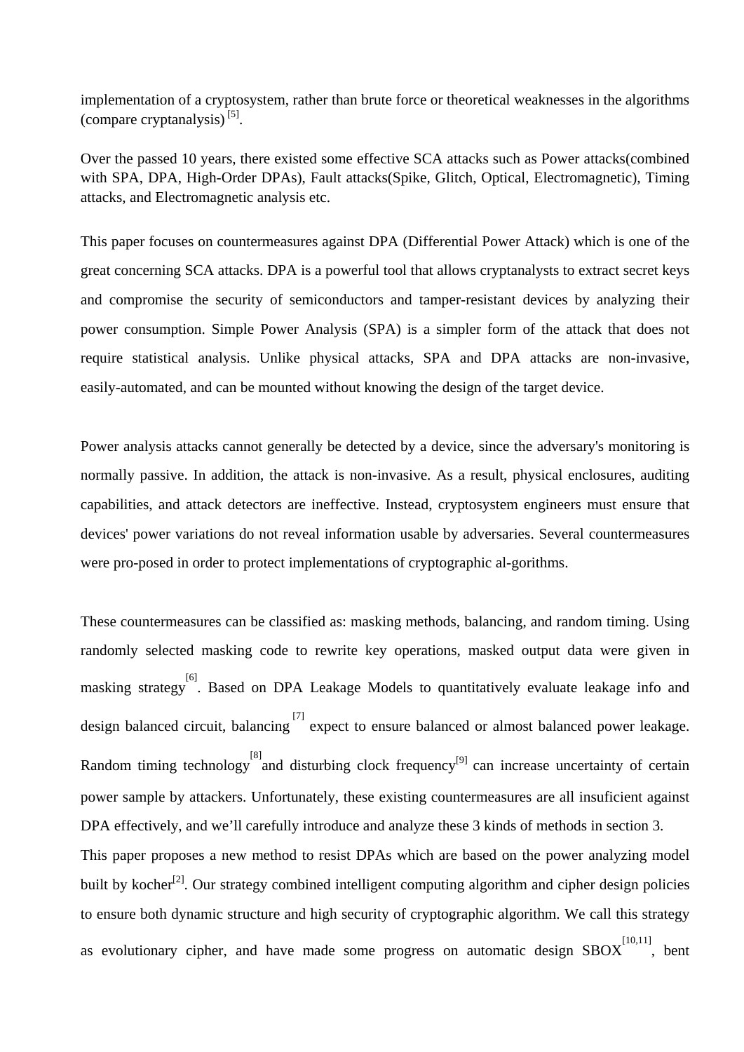implementation of a cryptosystem, rather than brute force or theoretical weaknesses in the algorithms (compare cryptanalysis) [5].

Over the passed 10 years, there existed some effective SCA attacks such as Power attacks(combined with SPA, DPA, High-Order DPAs), Fault attacks(Spike, Glitch, Optical, Electromagnetic), Timing attacks, and Electromagnetic analysis etc.

This paper focuses on countermeasures against DPA (Differential Power Attack) which is one of the great concerning SCA attacks. DPA is a powerful tool that allows cryptanalysts to extract secret keys and compromise the security of semiconductors and tamper-resistant devices by analyzing their power consumption. Simple Power Analysis (SPA) is a simpler form of the attack that does not require statistical analysis. Unlike physical attacks, SPA and DPA attacks are non-invasive, easily-automated, and can be mounted without knowing the design of the target device.

Power analysis attacks cannot generally be detected by a device, since the adversary's monitoring is normally passive. In addition, the attack is non-invasive. As a result, physical enclosures, auditing capabilities, and attack detectors are ineffective. Instead, cryptosystem engineers must ensure that devices' power variations do not reveal information usable by adversaries. Several countermeasures were pro-posed in order to protect implementations of cryptographic al-gorithms.

These countermeasures can be classified as: masking methods, balancing, and random timing. Using randomly selected masking code to rewrite key operations, masked output data were given in masking strategy[6]. Based on DPA Leakage Models to quantitatively evaluate leakage info and design balanced circuit, balancing[7] expect to ensure balanced or almost balanced power leakage. Random timing technology[8]and disturbing clock frequency[9] can increase uncertainty of certain power sample by attackers. Unfortunately, these existing countermeasures are all insuficient against DPA effectively, and we'll carefully introduce and analyze these 3 kinds of methods in section 3.

This paper proposes a new method to resist DPAs which are based on the power analyzing model built by kocher[2]. Our strategy combined intelligent computing algorithm and cipher design policies to ensure both dynamic structure and high security of cryptographic algorithm. We call this strategy as evolutionary cipher, and have made some progress on automatic design SBOX[10,11], bent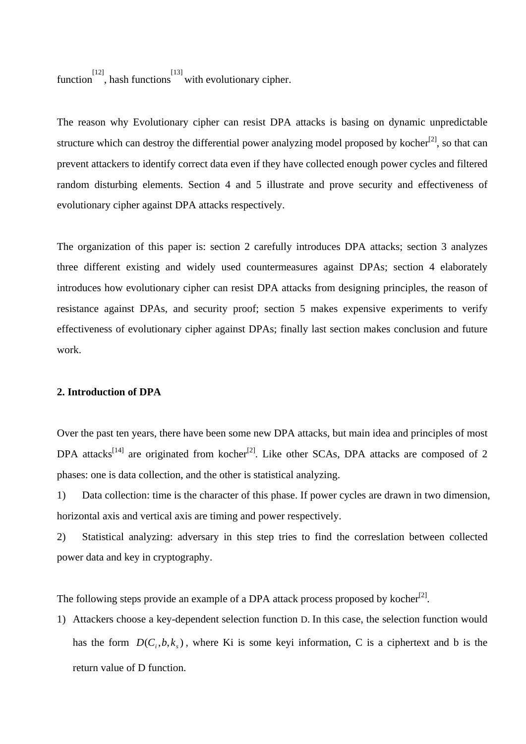function [12], hash functions [13] with evolutionary cipher.

The reason why Evolutionary cipher can resist DPA attacks is basing on dynamic unpredictable structure which can destroy the differential power analyzing model proposed by kocher[2], so that can prevent attackers to identify correct data even if they have collected enough power cycles and filtered random disturbing elements. Section 4 and 5 illustrate and prove security and effectiveness of evolutionary cipher against DPA attacks respectively.

The organization of this paper is: section 2 carefully introduces DPA attacks; section 3 analyzes three different existing and widely used countermeasures against DPAs; section 4 elaborately introduces how evolutionary cipher can resist DPA attacks from designing principles, the reason of resistance against DPAs, and security proof; section 5 makes expensive experiments to verify effectiveness of evolutionary cipher against DPAs; finally last section makes conclusion and future work.

**2. Introduction of DPA**

Over the past ten years, there have been some new DPA attacks, but main idea and principles of most DPA attacks[14] are originated from kocher[2]. Like other SCAs, DPA attacks are composed of 2 phases: one is data collection, and the other is statistical analyzing.

1) Data collection: time is the character of this phase. If power cycles are drawn in two dimension, horizontal axis and vertical axis are timing and power respectively.

2) Statistical analyzing: adversary in this step tries to find the correslation between collected power data and key in cryptography.

The following steps provide an example of a DPA attack process proposed by kocher[2].

1) Attackers choose a key-dependent selection function D. In this case, the selection function would has the form $D(C_i, b, k_s)$, where Ki is some keyi information, C is a ciphertext and b is the return value of D function.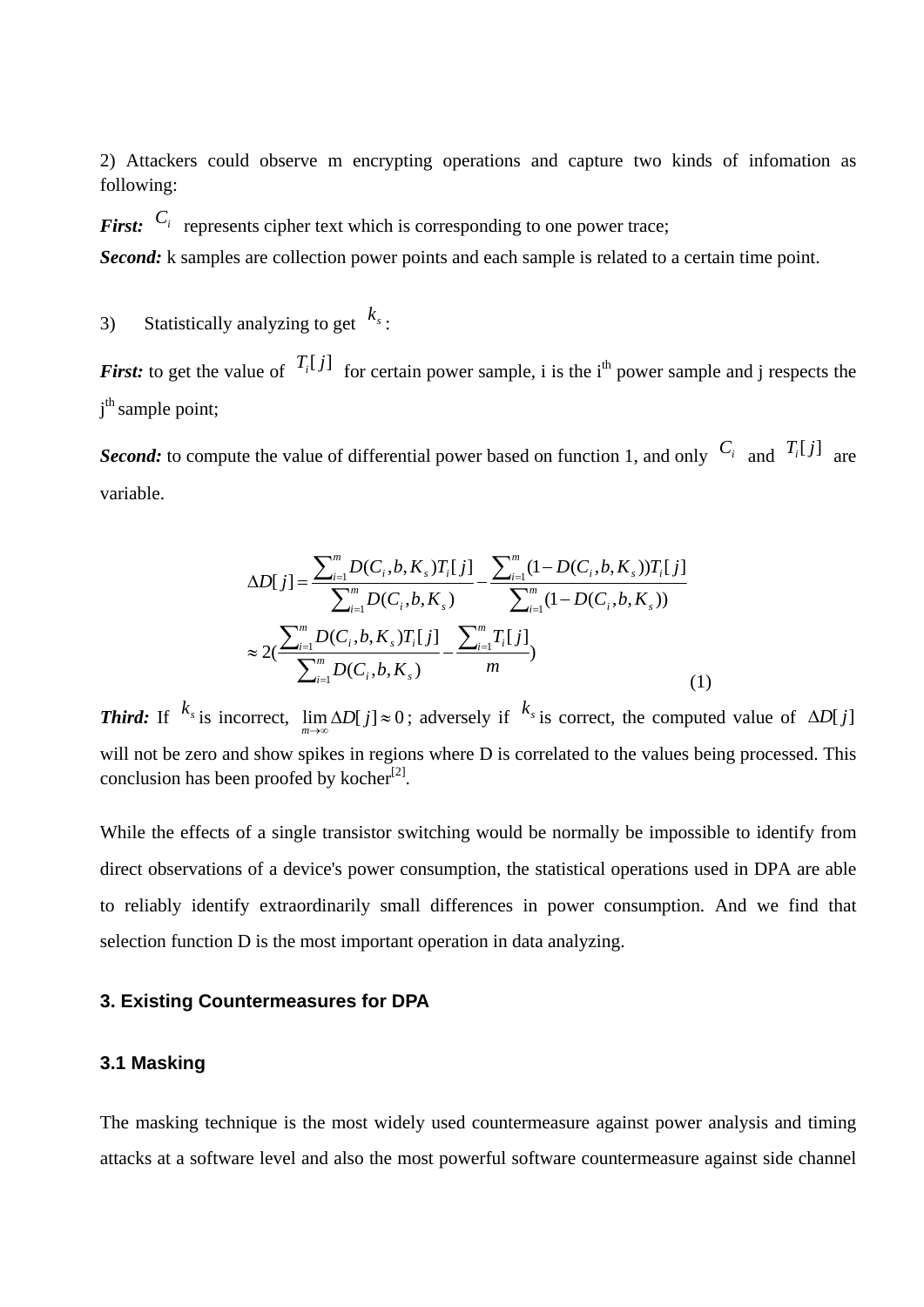2) Attackers could observe m encrypting operations and capture two kinds of infomation as following:

***First:*** $C_i$ represents cipher text which is corresponding to one power trace;

***Second:*** k samples are collection power points and each sample is related to a certain time point.

3) Statistically analyzing to get $k_s$:

***First:*** to get the value of $T_i[j]$ for certain power sample, i is the i[th] power sample and j respects the j[th] sample point;

***Second:*** to compute the value of differential power based on function 1, and only $C_i$ and $T_i[j]$ are variable.

$$\Delta D[j] = \frac{\sum_{i=1}^{m} D(C_i, b, K_s) T_i[j]}{\sum_{i=1}^{m} D(C_i, b, K_s)} - \frac{\sum_{i=1}^{m} (1 - D(C_i, b, K_s)) T_i[j]}{\sum_{i=1}^{m} (1 - D(C_i, b, K_s))}$$

$$\approx 2\left(\frac{\sum_{i=1}^{m} D(C_i, b, K_s) T_i[j]}{\sum_{i=1}^{m} D(C_i, b, K_s)} - \frac{\sum_{i=1}^{m} T_i[j]}{m}\right) \tag{1}$$

***Third:*** If $k_s$ is incorrect, $\lim_{m \to \infty} \Delta D[j] \approx 0$; adversely if $k_s$ is correct, the computed value of $\Delta D[j]$ will not be zero and show spikes in regions where D is correlated to the values being processed. This conclusion has been proofed by kocher[2].

While the effects of a single transistor switching would be normally be impossible to identify from direct observations of a device's power consumption, the statistical operations used in DPA are able to reliably identify extraordinarily small differences in power consumption. And we find that selection function D is the most important operation in data analyzing.

## 3. Existing Countermeasures for DPA

### 3.1 Masking

The masking technique is the most widely used countermeasure against power analysis and timing attacks at a software level and also the most powerful software countermeasure against side channel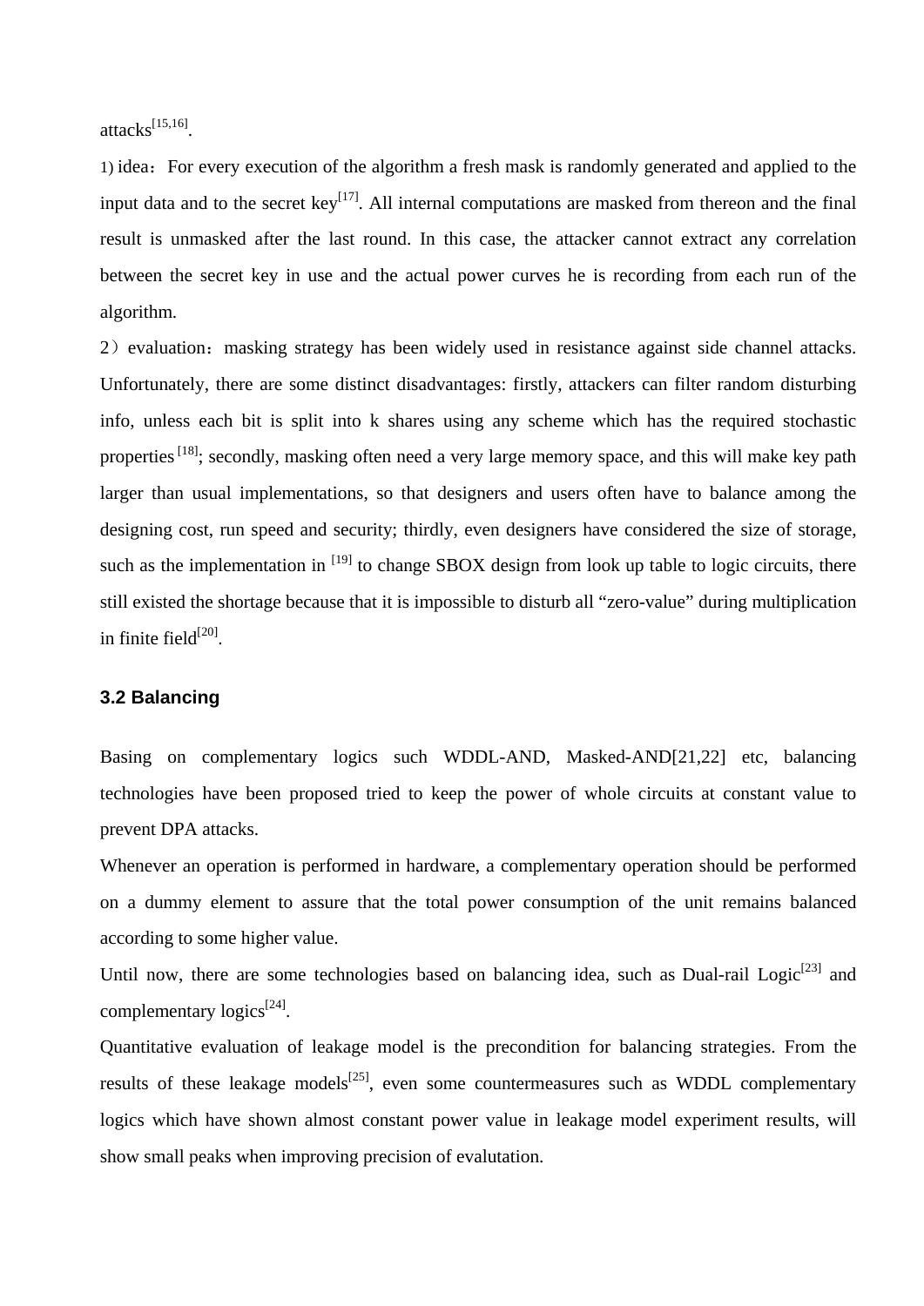attacks[15,16].

1) idea：For every execution of the algorithm a fresh mask is randomly generated and applied to the input data and to the secret key[17]. All internal computations are masked from thereon and the final result is unmasked after the last round. In this case, the attacker cannot extract any correlation between the secret key in use and the actual power curves he is recording from each run of the algorithm.

2）evaluation：masking strategy has been widely used in resistance against side channel attacks. Unfortunately, there are some distinct disadvantages: firstly, attackers can filter random disturbing info, unless each bit is split into k shares using any scheme which has the required stochastic properties [18]; secondly, masking often need a very large memory space, and this will make key path larger than usual implementations, so that designers and users often have to balance among the designing cost, run speed and security; thirdly, even designers have considered the size of storage, such as the implementation in [19] to change SBOX design from look up table to logic circuits, there still existed the shortage because that it is impossible to disturb all “zero-value” during multiplication in finite field[20].

### 3.2 Balancing

Basing on complementary logics such WDDL-AND, Masked-AND[21,22] etc, balancing technologies have been proposed tried to keep the power of whole circuits at constant value to prevent DPA attacks.

Whenever an operation is performed in hardware, a complementary operation should be performed on a dummy element to assure that the total power consumption of the unit remains balanced according to some higher value.

Until now, there are some technologies based on balancing idea, such as Dual-rail Logic[23] and complementary logics[24].

Quantitative evaluation of leakage model is the precondition for balancing strategies. From the results of these leakage models[25], even some countermeasures such as WDDL complementary logics which have shown almost constant power value in leakage model experiment results, will show small peaks when improving precision of evalutation.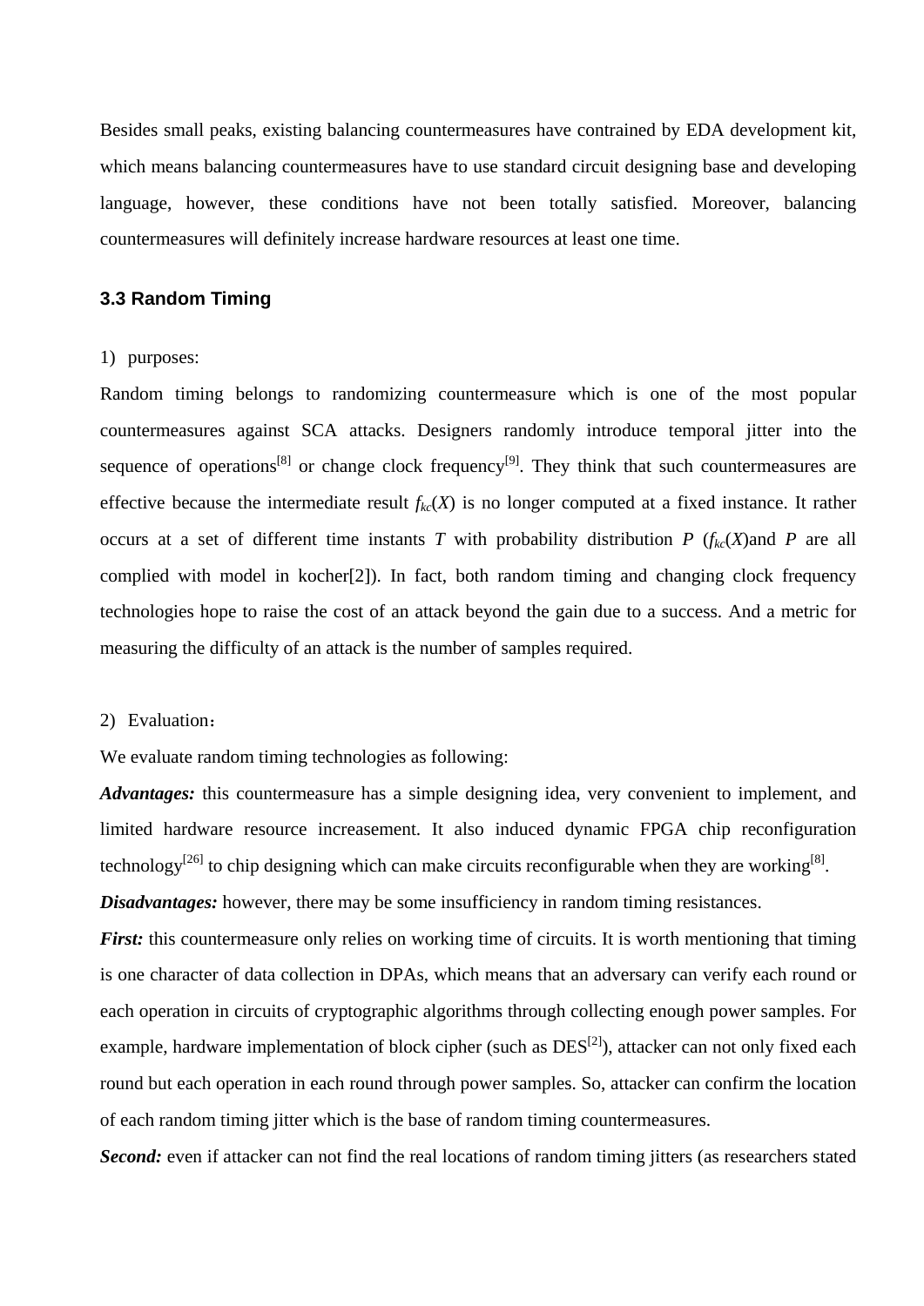Besides small peaks, existing balancing countermeasures have contrained by EDA development kit, which means balancing countermeasures have to use standard circuit designing base and developing language, however, these conditions have not been totally satisfied. Moreover, balancing countermeasures will definitely increase hardware resources at least one time.

### 3.3 Random Timing

1) purposes:

Random timing belongs to randomizing countermeasure which is one of the most popular countermeasures against SCA attacks. Designers randomly introduce temporal jitter into the sequence of operations[8] or change clock frequency[9]. They think that such countermeasures are effective because the intermediate result $f_{kc}(X)$ is no longer computed at a fixed instance. It rather occurs at a set of different time instants $T$ with probability distribution $P$ ($f_{kc}(X)$and $P$ are all complied with model in kocher[2]). In fact, both random timing and changing clock frequency technologies hope to raise the cost of an attack beyond the gain due to a success. And a metric for measuring the difficulty of an attack is the number of samples required.

2) Evaluation：

We evaluate random timing technologies as following:

***Advantages:*** this countermeasure has a simple designing idea, very convenient to implement, and limited hardware resource increasement. It also induced dynamic FPGA chip reconfiguration technology[26] to chip designing which can make circuits reconfigurable when they are working[8].

***Disadvantages:*** however, there may be some insufficiency in random timing resistances.

***First:*** this countermeasure only relies on working time of circuits. It is worth mentioning that timing is one character of data collection in DPAs, which means that an adversary can verify each round or each operation in circuits of cryptographic algorithms through collecting enough power samples. For example, hardware implementation of block cipher (such as DES[2]), attacker can not only fixed each round but each operation in each round through power samples. So, attacker can confirm the location of each random timing jitter which is the base of random timing countermeasures.

***Second:*** even if attacker can not find the real locations of random timing jitters (as researchers stated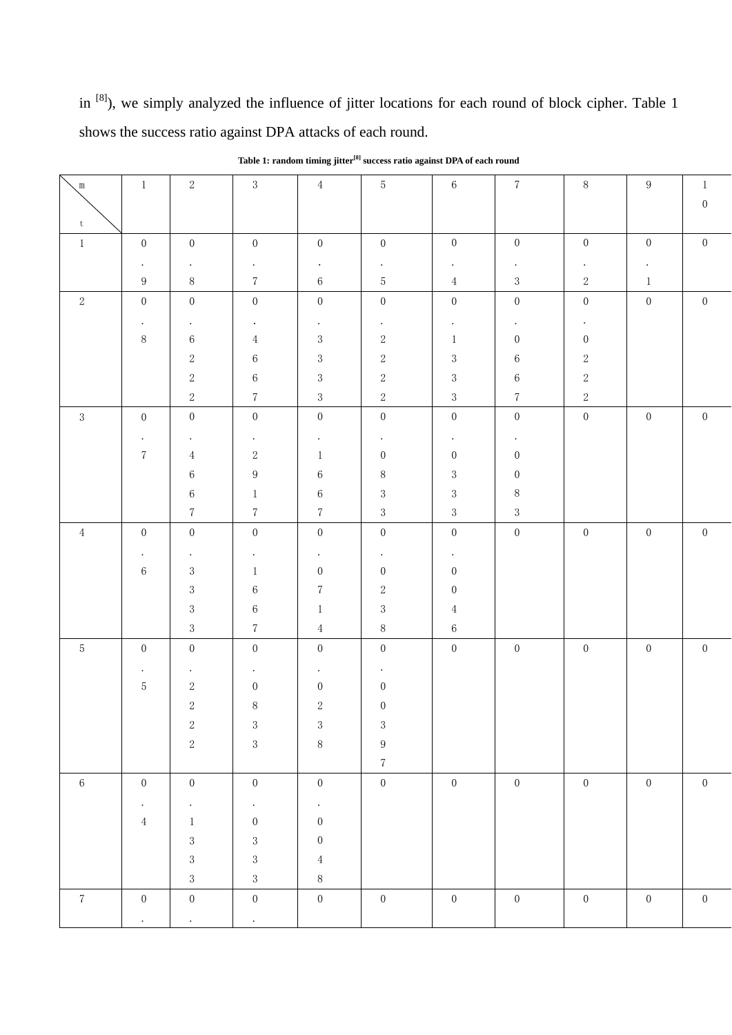in [8]), we simply analyzed the influence of jitter locations for each round of block cipher. Table 1 shows the success ratio against DPA attacks of each round.

**Table 1: random timing jitter[8] success ratio against DPA of each round**

| t \ m | 1 | 2 | 3 | 4 | 5 | 6 | 7 | 8 | 9 | 10 |
|---|---|---|---|---|---|---|---|---|---|---|
| 1 | 0.9 | 0.8 | 0.7 | 0.6 | 0.5 | 0.4 | 0.3 | 0.2 | 0.1 | 0 |
| 2 | 0.8 | 0.6222 | 0.4667 | 0.3333 | 0.2222 | 0.1333 | 0.0667 | 0.0222 | 0 | 0 |
| 3 | 0.7 | 0.4667 | 0.2917 | 0.1667 | 0.0833 | 0.0333 | 0.0083 | 0 | 0 | 0 |
| 4 | 0.6 | 0.3333 | 0.1667 | 0.0714 | 0.0238 | 0.0046 | 0 | 0 | 0 | 0 |
| 5 | 0.5 | 0.2222 | 0.0833 | 0.0238 | 0.00397 | 0 | 0 | 0 | 0 | 0 |
| 6 | 0.4 | 0.1333 | 0.0333 | 0.0048 | 0 | 0 | 0 | 0 | 0 | 0 |
| 7 | 0. | 0. | 0. | 0 | 0 | 0 | 0 | 0 | 0 | 0 |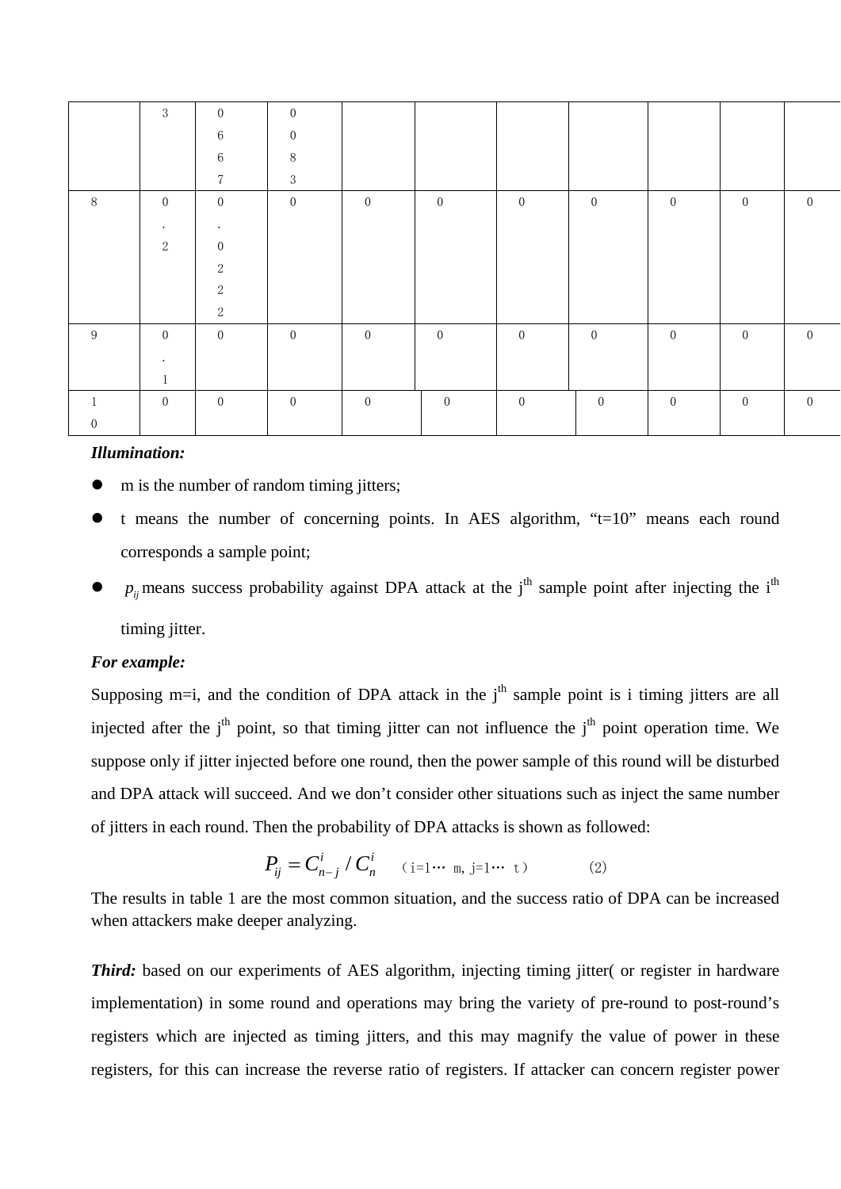| | 3 | 0667 | 0083 | | | | | | | |
|---|---|---|---|---|---|---|---|---|---|---|
| 8 | 0.2 | 0.0222 | 0 | 0 | 0 | 0 | 0 | 0 | 0 | 0 |
| 9 | 0.1 | 0 | 0 | 0 | 0 | 0 | 0 | 0 | 0 | 0 |
| 10 | 0 | 0 | 0 | 0 | 0 | 0 | 0 | 0 | 0 | 0 |

***Illumination:***

- m is the number of random timing jitters;
- t means the number of concerning points. In AES algorithm, "t=10" means each round corresponds a sample point;
- $p_{ij}$ means success probability against DPA attack at the j[th] sample point after injecting the i[th] timing jitter.

***For example:***

Supposing m=i, and the condition of DPA attack in the j[th] sample point is i timing jitters are all injected after the j[th] point, so that timing jitter can not influence the j[th] point operation time. We suppose only if jitter injected before one round, then the power sample of this round will be disturbed and DPA attack will succeed. And we don't consider other situations such as inject the same number of jitters in each round. Then the probability of DPA attacks is shown as followed:

$$P_{ij} = C_{n-j}^{i} / C_{n}^{i} \quad (i=1\cdots m,\ j=1\cdots t) \qquad (2)$$

The results in table 1 are the most common situation, and the success ratio of DPA can be increased when attackers make deeper analyzing.

***Third:*** based on our experiments of AES algorithm, injecting timing jitter( or register in hardware implementation) in some round and operations may bring the variety of pre-round to post-round's registers which are injected as timing jitters, and this may magnify the value of power in these registers, for this can increase the reverse ratio of registers. If attacker can concern register power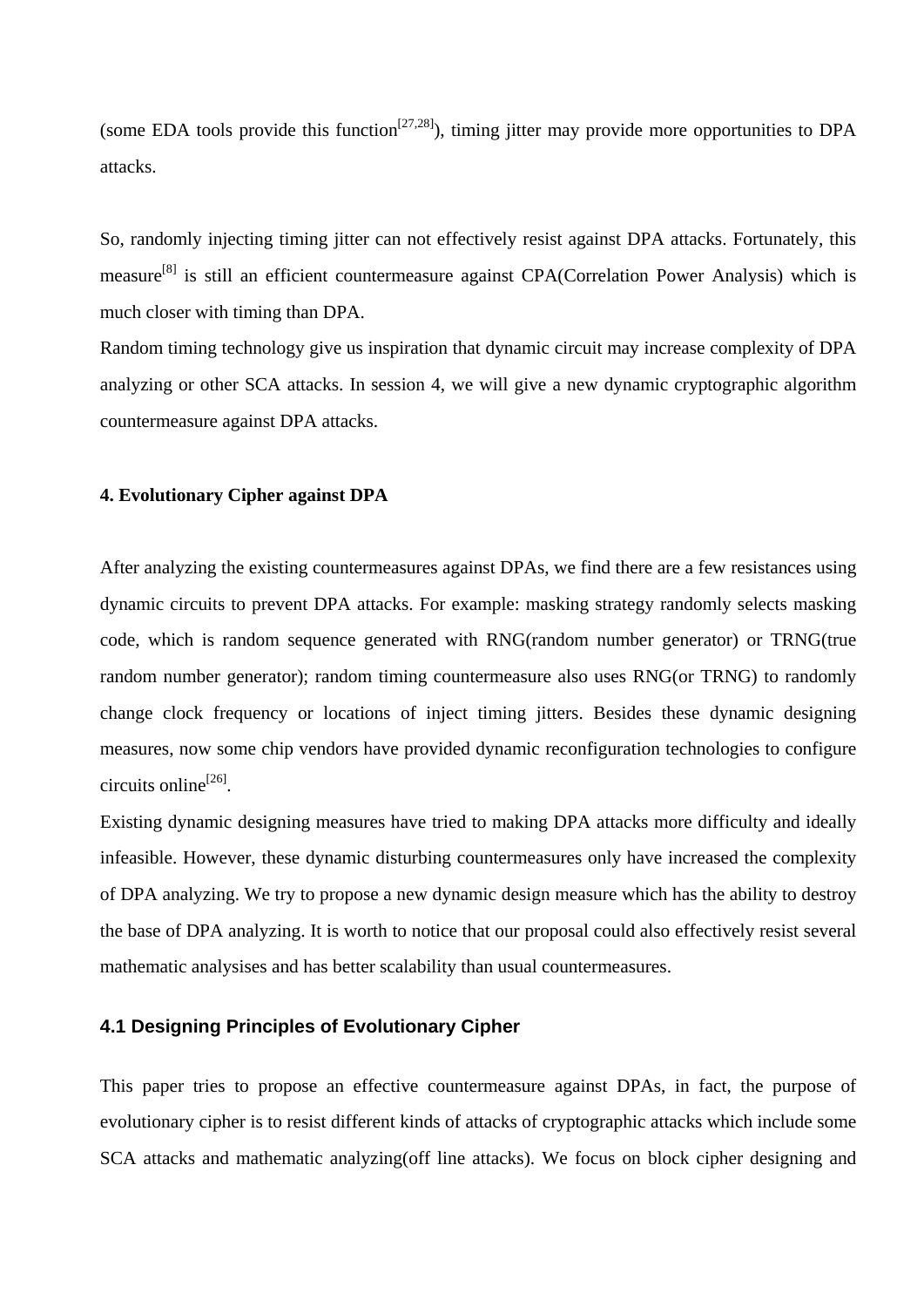(some EDA tools provide this function[27,28]), timing jitter may provide more opportunities to DPA attacks.

So, randomly injecting timing jitter can not effectively resist against DPA attacks. Fortunately, this measure[8] is still an efficient countermeasure against CPA(Correlation Power Analysis) which is much closer with timing than DPA.

Random timing technology give us inspiration that dynamic circuit may increase complexity of DPA analyzing or other SCA attacks. In session 4, we will give a new dynamic cryptographic algorithm countermeasure against DPA attacks.

**4. Evolutionary Cipher against DPA**

After analyzing the existing countermeasures against DPAs, we find there are a few resistances using dynamic circuits to prevent DPA attacks. For example: masking strategy randomly selects masking code, which is random sequence generated with RNG(random number generator) or TRNG(true random number generator); random timing countermeasure also uses RNG(or TRNG) to randomly change clock frequency or locations of inject timing jitters. Besides these dynamic designing measures, now some chip vendors have provided dynamic reconfiguration technologies to configure circuits online[26].

Existing dynamic designing measures have tried to making DPA attacks more difficulty and ideally infeasible. However, these dynamic disturbing countermeasures only have increased the complexity of DPA analyzing. We try to propose a new dynamic design measure which has the ability to destroy the base of DPA analyzing. It is worth to notice that our proposal could also effectively resist several mathematic analysises and has better scalability than usual countermeasures.

**4.1 Designing Principles of Evolutionary Cipher**

This paper tries to propose an effective countermeasure against DPAs, in fact, the purpose of evolutionary cipher is to resist different kinds of attacks of cryptographic attacks which include some SCA attacks and mathematic analyzing(off line attacks). We focus on block cipher designing and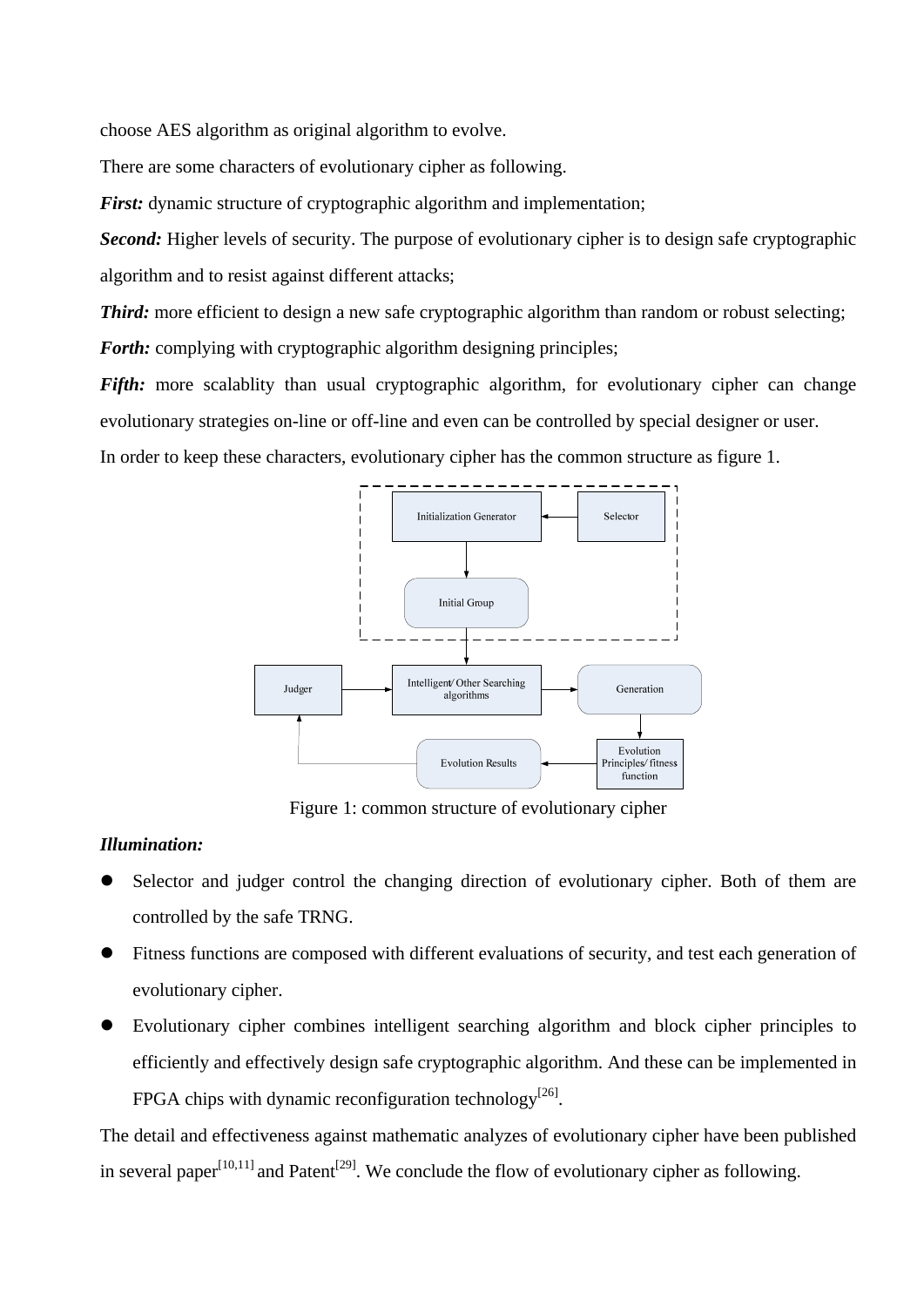choose AES algorithm as original algorithm to evolve.

There are some characters of evolutionary cipher as following.

***First:*** dynamic structure of cryptographic algorithm and implementation;

***Second:*** Higher levels of security. The purpose of evolutionary cipher is to design safe cryptographic algorithm and to resist against different attacks;

***Third:*** more efficient to design a new safe cryptographic algorithm than random or robust selecting;

***Forth:*** complying with cryptographic algorithm designing principles;

***Fifth:*** more scalablity than usual cryptographic algorithm, for evolutionary cipher can change evolutionary strategies on-line or off-line and even can be controlled by special designer or user.

In order to keep these characters, evolutionary cipher has the common structure as figure 1.

Figure 1: common structure of evolutionary cipher

***Illumination:***

- Selector and judger control the changing direction of evolutionary cipher. Both of them are controlled by the safe TRNG.
- Fitness functions are composed with different evaluations of security, and test each generation of evolutionary cipher.
- Evolutionary cipher combines intelligent searching algorithm and block cipher principles to efficiently and effectively design safe cryptographic algorithm. And these can be implemented in FPGA chips with dynamic reconfiguration technology[26].

The detail and effectiveness against mathematic analyzes of evolutionary cipher have been published in several paper[10,11] and Patent[29]. We conclude the flow of evolutionary cipher as following.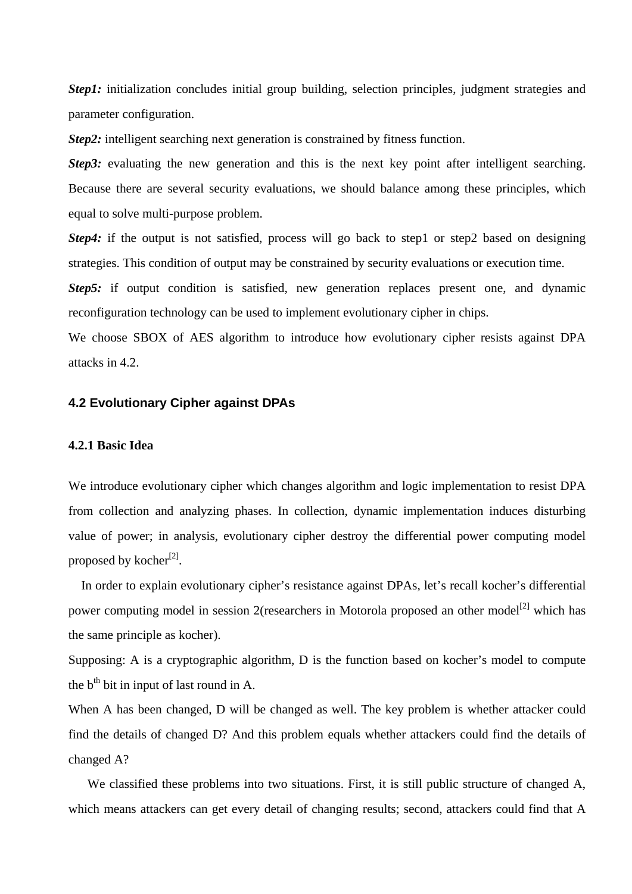***Step1:*** initialization concludes initial group building, selection principles, judgment strategies and parameter configuration.

***Step2:*** intelligent searching next generation is constrained by fitness function.

***Step3:*** evaluating the new generation and this is the next key point after intelligent searching. Because there are several security evaluations, we should balance among these principles, which equal to solve multi-purpose problem.

***Step4:*** if the output is not satisfied, process will go back to step1 or step2 based on designing strategies. This condition of output may be constrained by security evaluations or execution time.

***Step5:*** if output condition is satisfied, new generation replaces present one, and dynamic reconfiguration technology can be used to implement evolutionary cipher in chips.

We choose SBOX of AES algorithm to introduce how evolutionary cipher resists against DPA attacks in 4.2.

## 4.2 Evolutionary Cipher against DPAs

### 4.2.1 Basic Idea

We introduce evolutionary cipher which changes algorithm and logic implementation to resist DPA from collection and analyzing phases. In collection, dynamic implementation induces disturbing value of power; in analysis, evolutionary cipher destroy the differential power computing model proposed by kocher[2].

In order to explain evolutionary cipher's resistance against DPAs, let's recall kocher's differential power computing model in session 2(researchers in Motorola proposed an other model[2] which has the same principle as kocher).

Supposing: A is a cryptographic algorithm, D is the function based on kocher's model to compute the $b^{th}$ bit in input of last round in A.

When A has been changed, D will be changed as well. The key problem is whether attacker could find the details of changed D? And this problem equals whether attackers could find the details of changed A?

We classified these problems into two situations. First, it is still public structure of changed A, which means attackers can get every detail of changing results; second, attackers could find that A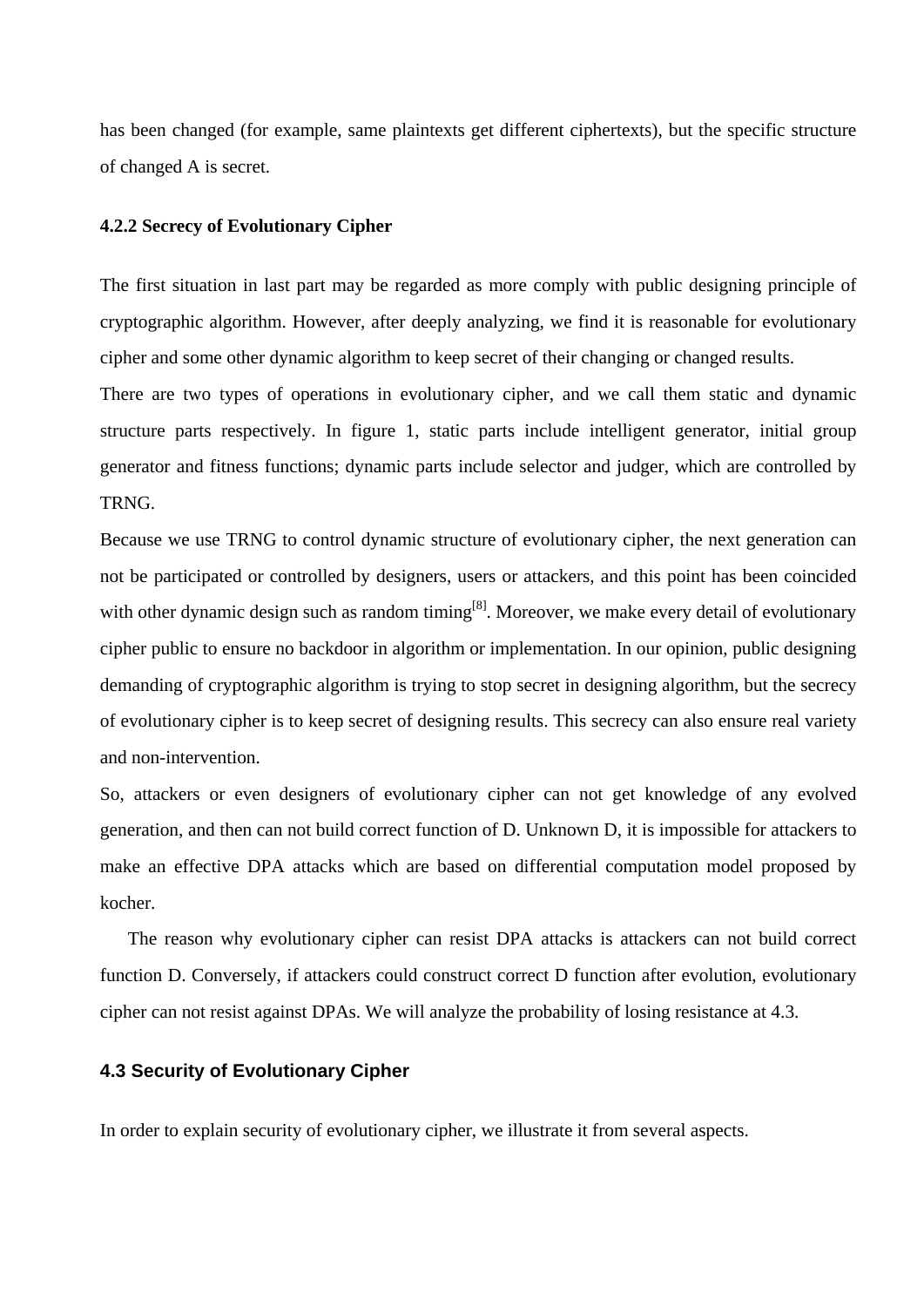has been changed (for example, same plaintexts get different ciphertexts), but the specific structure of changed A is secret.

### 4.2.2 Secrecy of Evolutionary Cipher

The first situation in last part may be regarded as more comply with public designing principle of cryptographic algorithm. However, after deeply analyzing, we find it is reasonable for evolutionary cipher and some other dynamic algorithm to keep secret of their changing or changed results.

There are two types of operations in evolutionary cipher, and we call them static and dynamic structure parts respectively. In figure 1, static parts include intelligent generator, initial group generator and fitness functions; dynamic parts include selector and judger, which are controlled by TRNG.

Because we use TRNG to control dynamic structure of evolutionary cipher, the next generation can not be participated or controlled by designers, users or attackers, and this point has been coincided with other dynamic design such as random timing[8]. Moreover, we make every detail of evolutionary cipher public to ensure no backdoor in algorithm or implementation. In our opinion, public designing demanding of cryptographic algorithm is trying to stop secret in designing algorithm, but the secrecy of evolutionary cipher is to keep secret of designing results. This secrecy can also ensure real variety and non-intervention.

So, attackers or even designers of evolutionary cipher can not get knowledge of any evolved generation, and then can not build correct function of D. Unknown D, it is impossible for attackers to make an effective DPA attacks which are based on differential computation model proposed by kocher.

The reason why evolutionary cipher can resist DPA attacks is attackers can not build correct function D. Conversely, if attackers could construct correct D function after evolution, evolutionary cipher can not resist against DPAs. We will analyze the probability of losing resistance at 4.3.

## 4.3 Security of Evolutionary Cipher

In order to explain security of evolutionary cipher, we illustrate it from several aspects.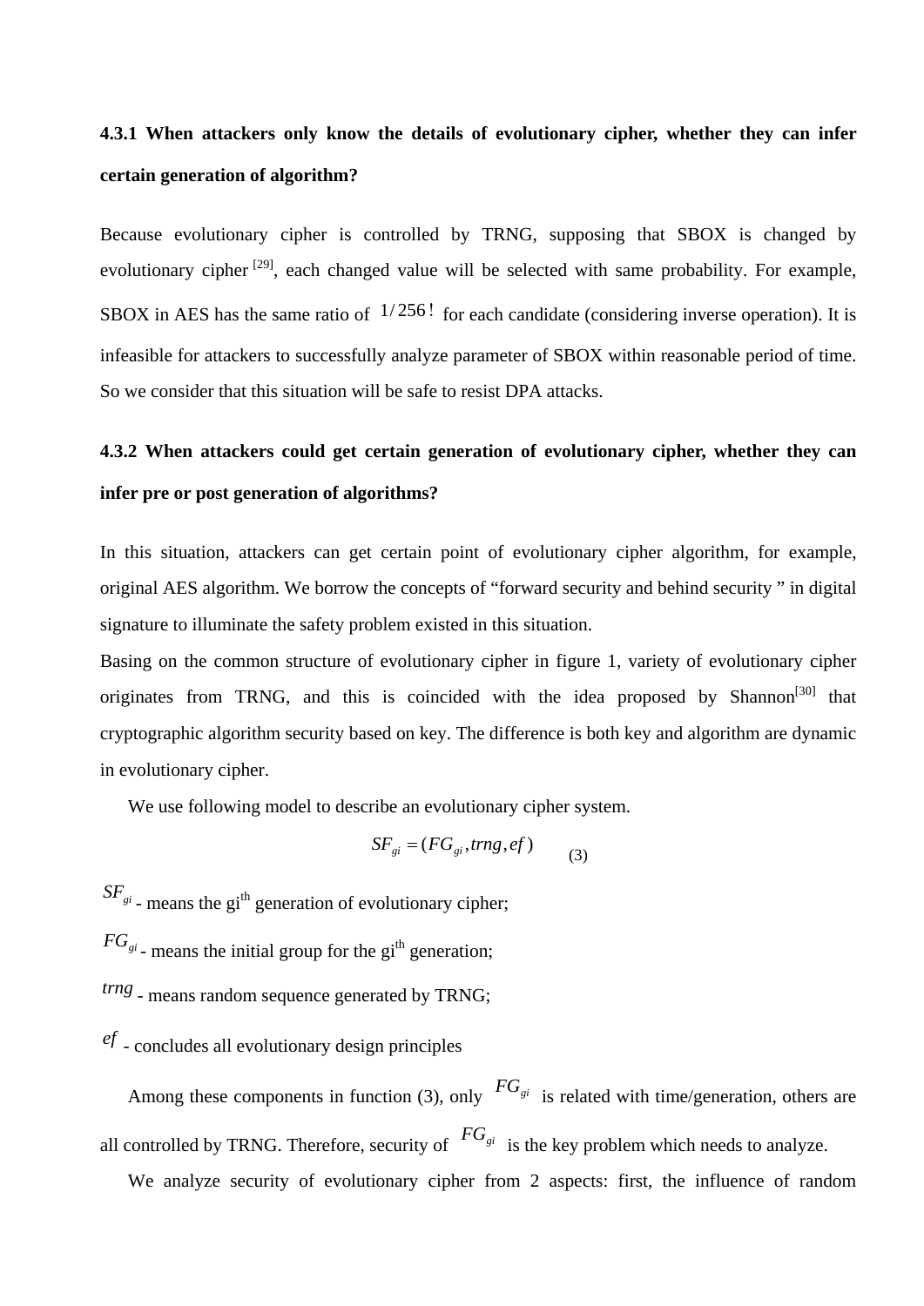### 4.3.1 When attackers only know the details of evolutionary cipher, whether they can infer certain generation of algorithm?

Because evolutionary cipher is controlled by TRNG, supposing that SBOX is changed by evolutionary cipher [29], each changed value will be selected with same probability. For example, SBOX in AES has the same ratio of $1/256!$ for each candidate (considering inverse operation). It is infeasible for attackers to successfully analyze parameter of SBOX within reasonable period of time. So we consider that this situation will be safe to resist DPA attacks.

### 4.3.2 When attackers could get certain generation of evolutionary cipher, whether they can infer pre or post generation of algorithms?

In this situation, attackers can get certain point of evolutionary cipher algorithm, for example, original AES algorithm. We borrow the concepts of "forward security and behind security " in digital signature to illuminate the safety problem existed in this situation.

Basing on the common structure of evolutionary cipher in figure 1, variety of evolutionary cipher originates from TRNG, and this is coincided with the idea proposed by Shannon[30] that cryptographic algorithm security based on key. The difference is both key and algorithm are dynamic in evolutionary cipher.

We use following model to describe an evolutionary cipher system.

$$SF_{gi} = (FG_{gi}, trng, ef) \qquad (3)$$

$SF_{gi}$ - means the gi[th] generation of evolutionary cipher;

$FG_{gi}$ - means the initial group for the gi[th] generation;

$trng$ - means random sequence generated by TRNG;

$ef$ - concludes all evolutionary design principles

Among these components in function (3), only $FG_{gi}$ is related with time/generation, others are all controlled by TRNG. Therefore, security of $FG_{gi}$ is the key problem which needs to analyze.

We analyze security of evolutionary cipher from 2 aspects: first, the influence of random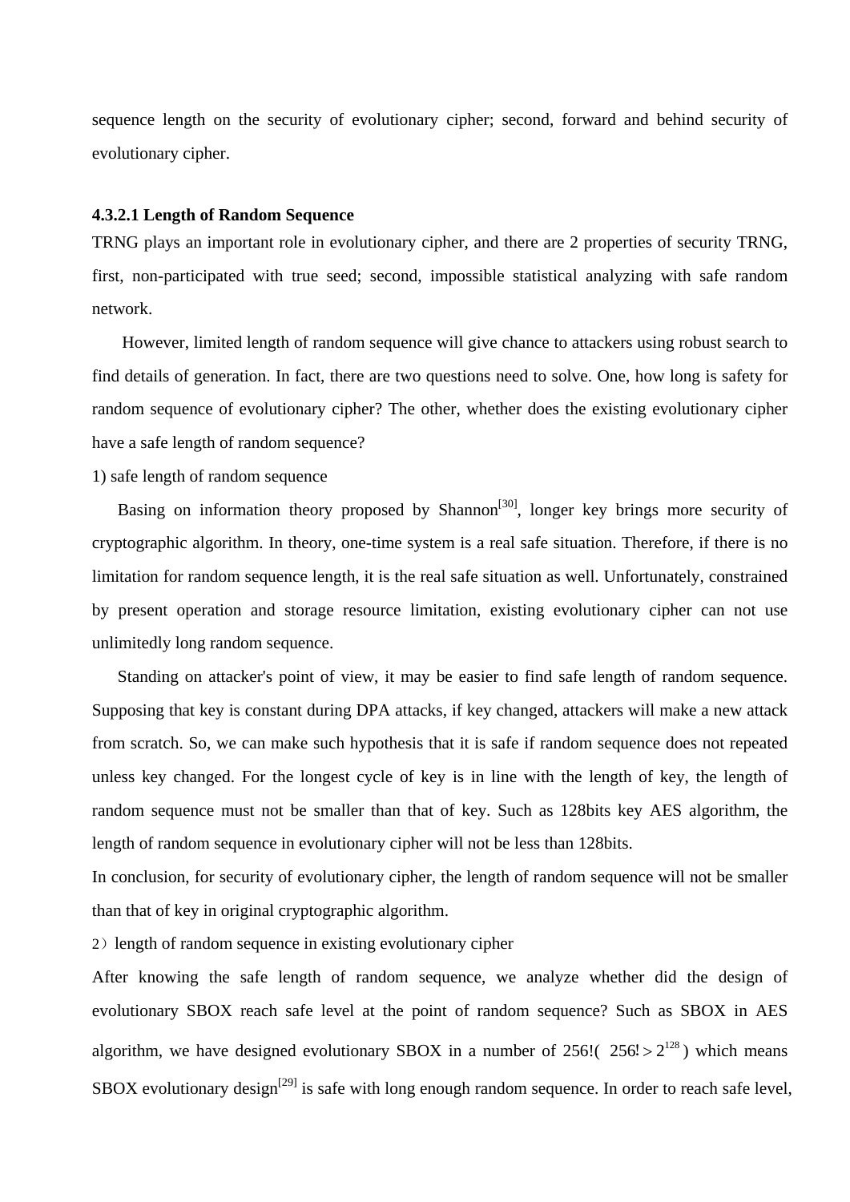sequence length on the security of evolutionary cipher; second, forward and behind security of evolutionary cipher.

#### 4.3.2.1 Length of Random Sequence

TRNG plays an important role in evolutionary cipher, and there are 2 properties of security TRNG, first, non-participated with true seed; second, impossible statistical analyzing with safe random network.

However, limited length of random sequence will give chance to attackers using robust search to find details of generation. In fact, there are two questions need to solve. One, how long is safety for random sequence of evolutionary cipher? The other, whether does the existing evolutionary cipher have a safe length of random sequence?

1) safe length of random sequence

Basing on information theory proposed by Shannon[30], longer key brings more security of cryptographic algorithm. In theory, one-time system is a real safe situation. Therefore, if there is no limitation for random sequence length, it is the real safe situation as well. Unfortunately, constrained by present operation and storage resource limitation, existing evolutionary cipher can not use unlimitedly long random sequence.

Standing on attacker's point of view, it may be easier to find safe length of random sequence. Supposing that key is constant during DPA attacks, if key changed, attackers will make a new attack from scratch. So, we can make such hypothesis that it is safe if random sequence does not repeated unless key changed. For the longest cycle of key is in line with the length of key, the length of random sequence must not be smaller than that of key. Such as 128bits key AES algorithm, the length of random sequence in evolutionary cipher will not be less than 128bits.

In conclusion, for security of evolutionary cipher, the length of random sequence will not be smaller than that of key in original cryptographic algorithm.

2）length of random sequence in existing evolutionary cipher

After knowing the safe length of random sequence, we analyze whether did the design of evolutionary SBOX reach safe level at the point of random sequence? Such as SBOX in AES algorithm, we have designed evolutionary SBOX in a number of 256!( $256! > 2^{128}$ ) which means SBOX evolutionary design[29] is safe with long enough random sequence. In order to reach safe level,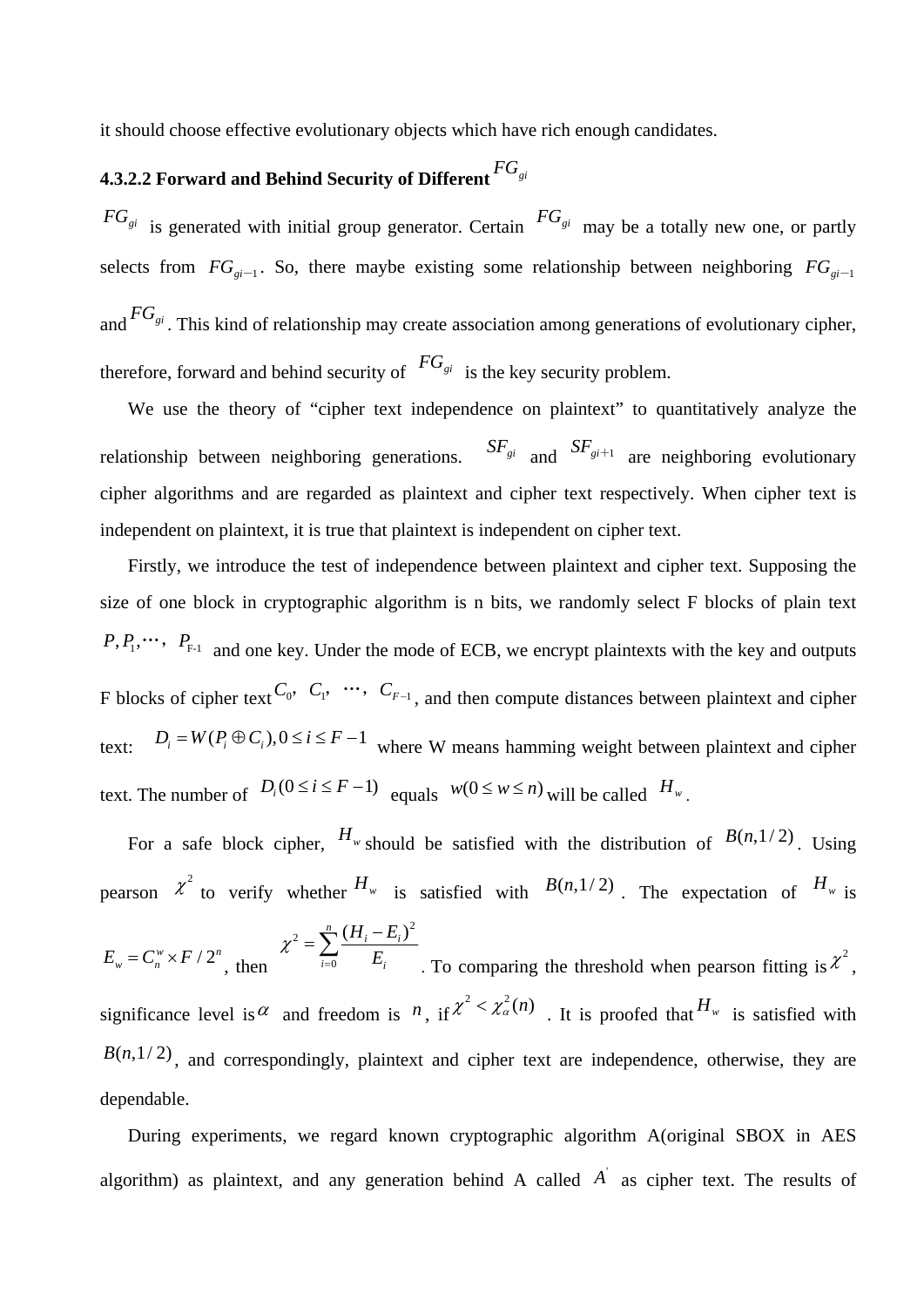it should choose effective evolutionary objects which have rich enough candidates.

#### 4.3.2.2 Forward and Behind Security of Different $FG_{gi}$

$FG_{gi}$ is generated with initial group generator. Certain $FG_{gi}$ may be a totally new one, or partly selects from $FG_{gi-1}$. So, there maybe existing some relationship between neighboring $FG_{gi-1}$ and $FG_{gi}$. This kind of relationship may create association among generations of evolutionary cipher, therefore, forward and behind security of $FG_{gi}$ is the key security problem.

We use the theory of "cipher text independence on plaintext" to quantitatively analyze the relationship between neighboring generations. $SF_{gi}$ and $SF_{gi+1}$ are neighboring evolutionary cipher algorithms and are regarded as plaintext and cipher text respectively. When cipher text is independent on plaintext, it is true that plaintext is independent on cipher text.

Firstly, we introduce the test of independence between plaintext and cipher text. Supposing the size of one block in cryptographic algorithm is n bits, we randomly select F blocks of plain text $P, P_1, \cdots, P_{F-1}$ and one key. Under the mode of ECB, we encrypt plaintexts with the key and outputs F blocks of cipher text $C_0, C_1, \cdots, C_{F-1}$, and then compute distances between plaintext and cipher text: $D_i = W(P_i \oplus C_i), 0 \le i \le F-1$ where W means hamming weight between plaintext and cipher text. The number of $D_i (0 \le i \le F-1)$ equals $w (0 \le w \le n)$ will be called $H_w$.

For a safe block cipher, $H_w$ should be satisfied with the distribution of $B(n, 1/2)$. Using pearson $\chi^2$ to verify whether $H_w$ is satisfied with $B(n, 1/2)$. The expectation of $H_w$ is $E_w = C_n^w \times F / 2^n$, then $\chi^2 = \sum_{i=0}^{n} \frac{(H_i - E_i)^2}{E_i}$. To comparing the threshold when pearson fitting is $\chi^2$, significance level is $\alpha$ and freedom is $n$, if $\chi^2 < \chi_\alpha^2(n)$. It is proofed that $H_w$ is satisfied with $B(n, 1/2)$, and correspondingly, plaintext and cipher text are independence, otherwise, they are dependable.

During experiments, we regard known cryptographic algorithm A(original SBOX in AES algorithm) as plaintext, and any generation behind A called $A'$ as cipher text. The results of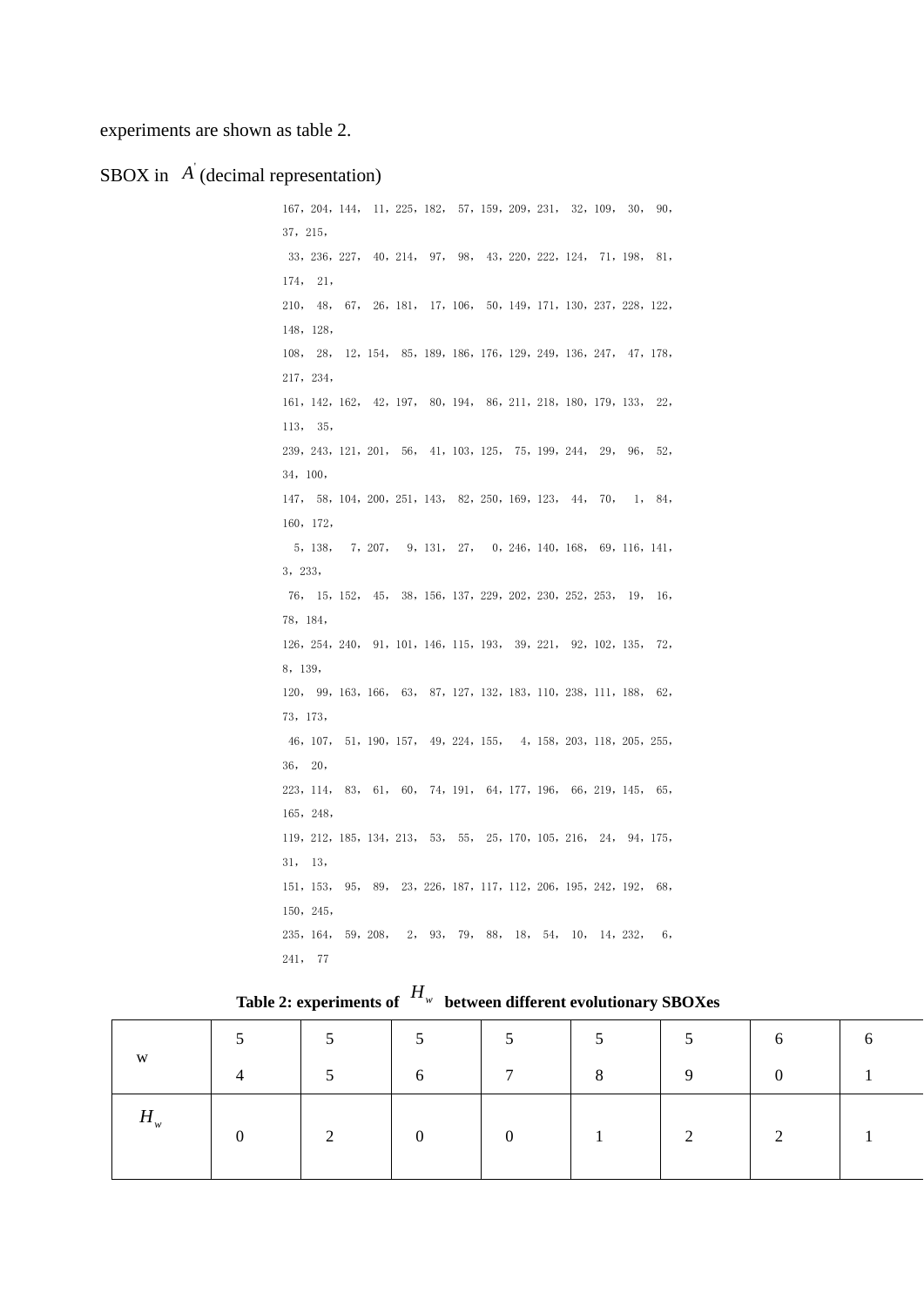experiments are shown as table 2.

SBOX in $A'$ (decimal representation)

167，204，144，  11，225，182，  57，159，209，231，  32，109，  30，  90，37，215，

 33，236，227，  40，214，  97，  98，  43，220，222，124，  71，198，  81，174，  21，

210，  48，  67，  26，181，  17，106，  50，149，171，130，237，228，122，148，128，

108，  28，  12，154，  85，189，186，176，129，249，136，247，  47，178，217，234，

161，142，162，  42，197，  80，194，  86，211，218，180，179，133，  22，113，  35，

239，243，121，201，  56，  41，103，125，  75，199，244，  29，  96，  52，34，100，

147，  58，104，200，251，143，  82，250，169，123，  44，  70，   1，  84，160，172，

  5，138，   7，207，   9，131，  27，   0，246，140，168，  69，116，141，3，233，

 76，  15，152，  45，  38，156，137，229，202，230，252，253，  19，  16，78，184，

126，254，240，  91，101，146，115，193，  39，221，  92，102，135，  72，8，139，

120，  99，163，166，  63，  87，127，132，183，110，238，111，188，  62，73，173，

 46，107，  51，190，157，  49，224，155，   4，158，203，118，205，255，36，  20，

223，114，  83，  61，  60，  74，191，  64，177，196，  66，219，145，  65，165，248，

119，212，185，134，213，  53，  55，  25，170，105，216，  24，  94，175，31，  13，

151，153，  95，  89，  23，226，187，117，112，206，195，242，192，  68，150，245，

235，164，  59，208，   2，  93，  79，  88，  18，  54，  10，  14，232，   6，241，  77

**Table 2: experiments of $H_w$ between different evolutionary SBOXes**

| w | 54 | 55 | 56 | 57 | 58 | 59 | 60 | 61 |
|---|---|---|---|---|---|---|---|---|
| $H_w$ | 0 | 2 | 0 | 0 | 1 | 2 | 2 | 1 |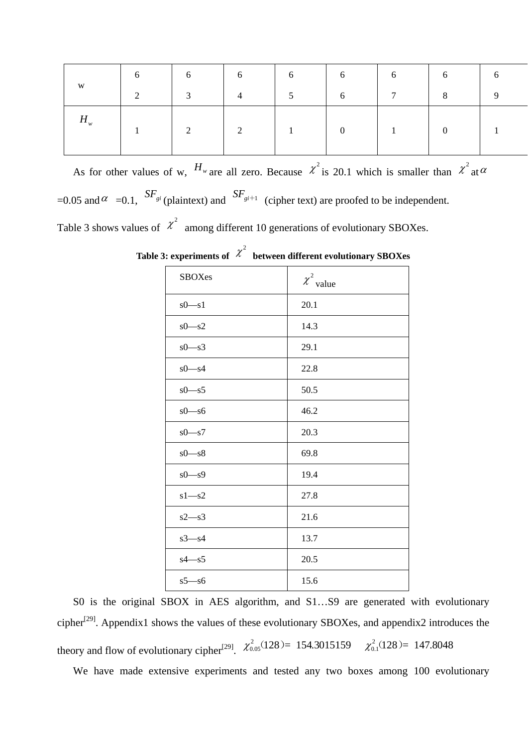| w | 62 | 63 | 64 | 65 | 66 | 67 | 68 | 69 |
|---|---|---|---|---|---|---|---|---|
| $H_w$ | 1 | 2 | 2 | 1 | 0 | 1 | 0 | 1 |

As for other values of w, $H_w$ are all zero. Because $\chi^2$ is 20.1 which is smaller than $\chi^2$ at $\alpha$ =0.05 and $\alpha$ =0.1, $SF_{gi}$ (plaintext) and $SF_{gi+1}$ (cipher text) are proofed to be independent.

Table 3 shows values of $\chi^2$ among different 10 generations of evolutionary SBOXes.

**Table 3: experiments of $\chi^2$ between different evolutionary SBOXes**

| SBOXes | $\chi^2$ value |
|---|---|
| s0—s1 | 20.1 |
| s0—s2 | 14.3 |
| s0—s3 | 29.1 |
| s0—s4 | 22.8 |
| s0—s5 | 50.5 |
| s0—s6 | 46.2 |
| s0—s7 | 20.3 |
| s0—s8 | 69.8 |
| s0—s9 | 19.4 |
| s1—s2 | 27.8 |
| s2—s3 | 21.6 |
| s3—s4 | 13.7 |
| s4—s5 | 20.5 |
| s5—s6 | 15.6 |

S0 is the original SBOX in AES algorithm, and S1…S9 are generated with evolutionary cipher[29]. Appendix1 shows the values of these evolutionary SBOXes, and appendix2 introduces the theory and flow of evolutionary cipher[29]. $\chi^2_{0.05}(128) = 154.3015159$ $\chi^2_{0.1}(128) = 147.8048$

We have made extensive experiments and tested any two boxes among 100 evolutionary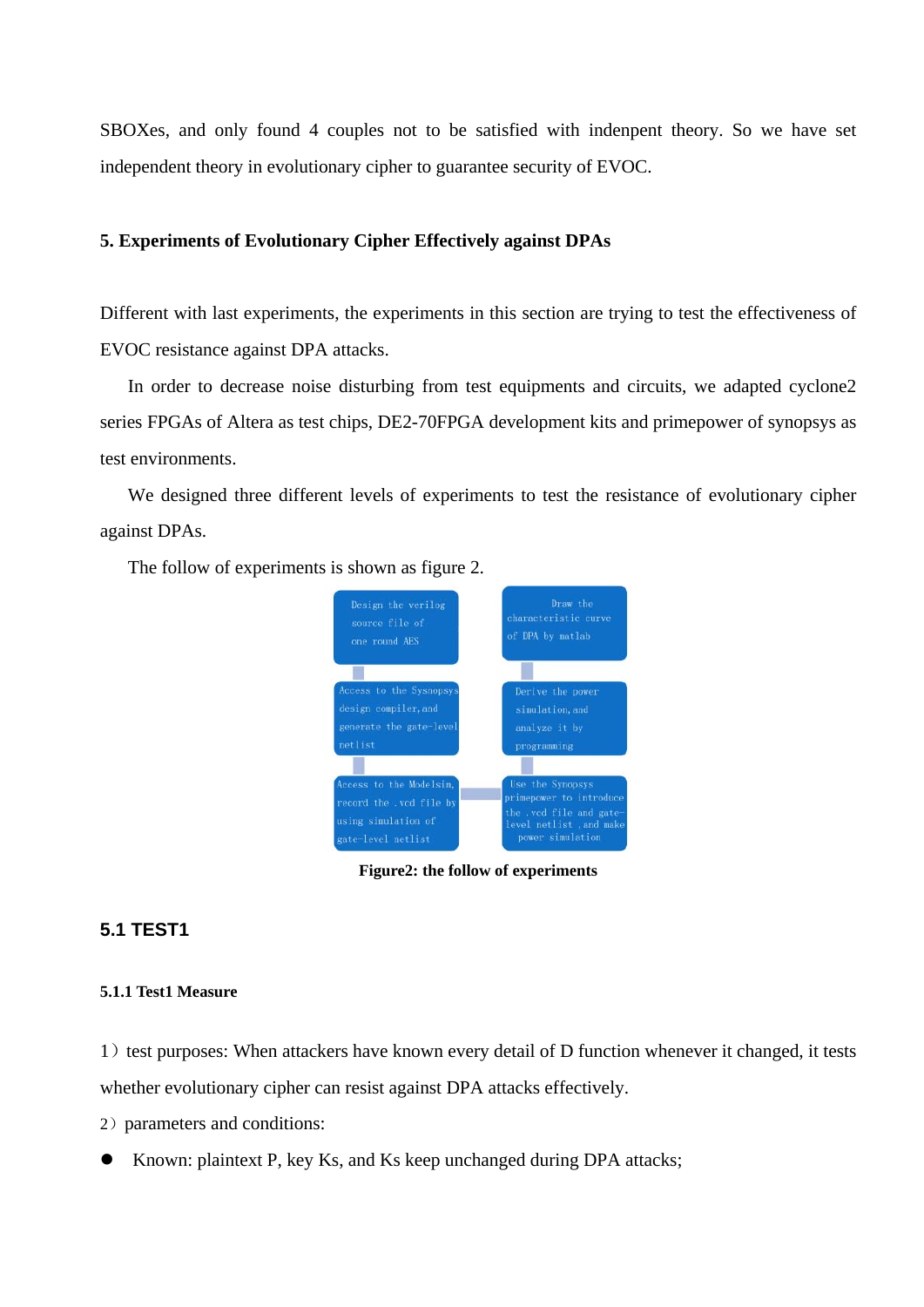SBOXes, and only found 4 couples not to be satisfied with indenpent theory. So we have set independent theory in evolutionary cipher to guarantee security of EVOC.

### 5. Experiments of Evolutionary Cipher Effectively against DPAs

Different with last experiments, the experiments in this section are trying to test the effectiveness of EVOC resistance against DPA attacks.

In order to decrease noise disturbing from test equipments and circuits, we adapted cyclone2 series FPGAs of Altera as test chips, DE2-70FPGA development kits and primepower of synopsys as test environments.

We designed three different levels of experiments to test the resistance of evolutionary cipher against DPAs.

The follow of experiments is shown as figure 2.

Design the verilog source file of one round AES

Access to the Synopsys design compiler, and generate the gate-level netlist

Access to the Modelsim, record the .vcd file by using simulation of gate-level netlist

Use the Synopsys primepower to introduce the .vcd file and gate-level netlist, and make power simulation

Derive the power simulation, and analyze it by programming

Draw the characteristic curve of DPA by matlab

**Figure2: the follow of experiments**

## 5.1 TEST1

#### 5.1.1 Test1 Measure

1）test purposes: When attackers have known every detail of D function whenever it changed, it tests whether evolutionary cipher can resist against DPA attacks effectively.

2）parameters and conditions:

- Known: plaintext P, key Ks, and Ks keep unchanged during DPA attacks;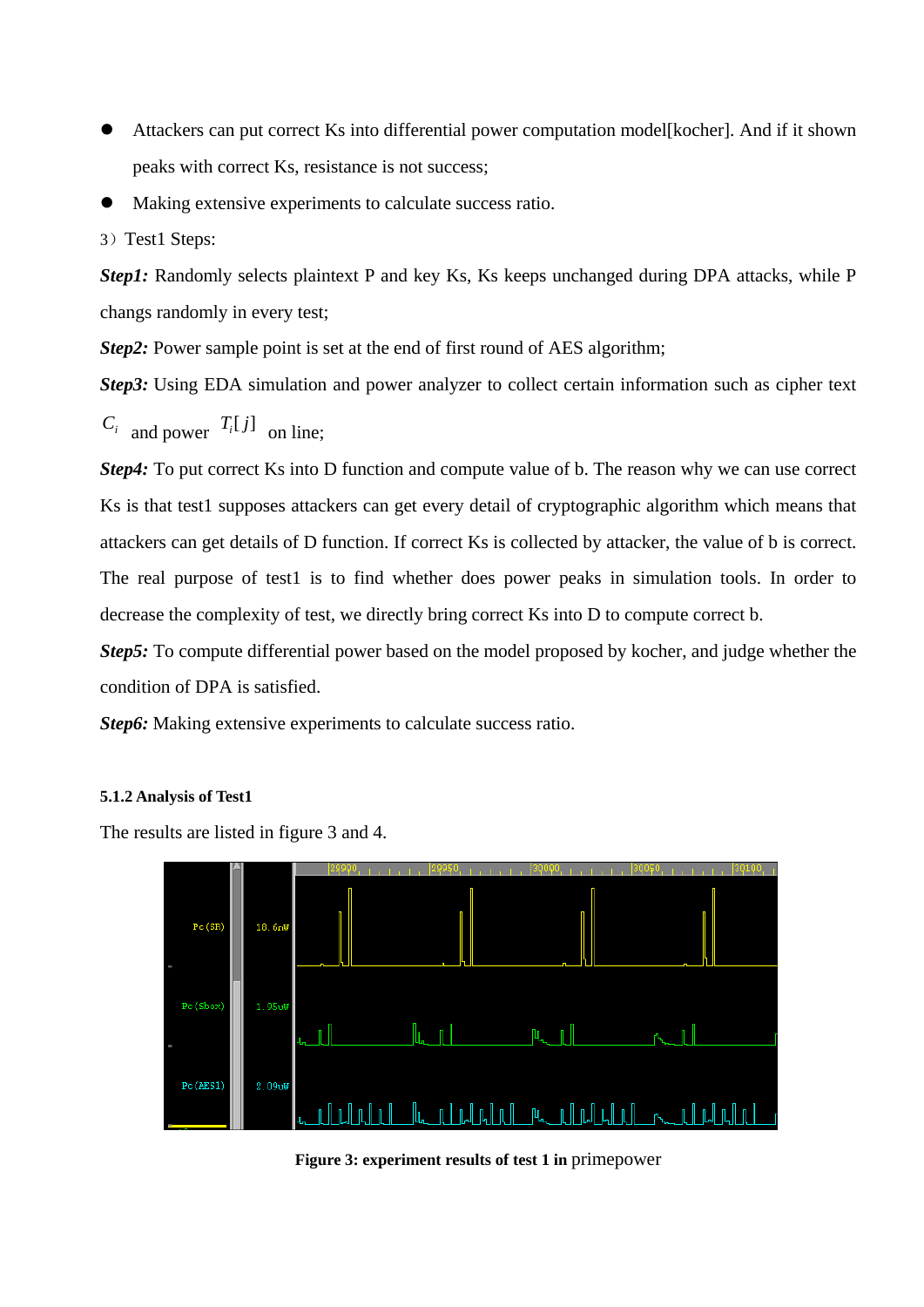- Attackers can put correct Ks into differential power computation model[kocher]. And if it shown peaks with correct Ks, resistance is not success;
- Making extensive experiments to calculate success ratio.

3）Test1 Steps:

***Step1:*** Randomly selects plaintext P and key Ks, Ks keeps unchanged during DPA attacks, while P changs randomly in every test;

***Step2:*** Power sample point is set at the end of first round of AES algorithm;

***Step3:*** Using EDA simulation and power analyzer to collect certain information such as cipher text $C_i$ and power $T_i[j]$ on line;

***Step4:*** To put correct Ks into D function and compute value of b. The reason why we can use correct Ks is that test1 supposes attackers can get every detail of cryptographic algorithm which means that attackers can get details of D function. If correct Ks is collected by attacker, the value of b is correct. The real purpose of test1 is to find whether does power peaks in simulation tools. In order to decrease the complexity of test, we directly bring correct Ks into D to compute correct b.

***Step5:*** To compute differential power based on the model proposed by kocher, and judge whether the condition of DPA is satisfied.

***Step6:*** Making extensive experiments to calculate success ratio.

#### 5.1.2 Analysis of Test1

The results are listed in figure 3 and 4.

**Figure 3: experiment results of test 1 in** primepower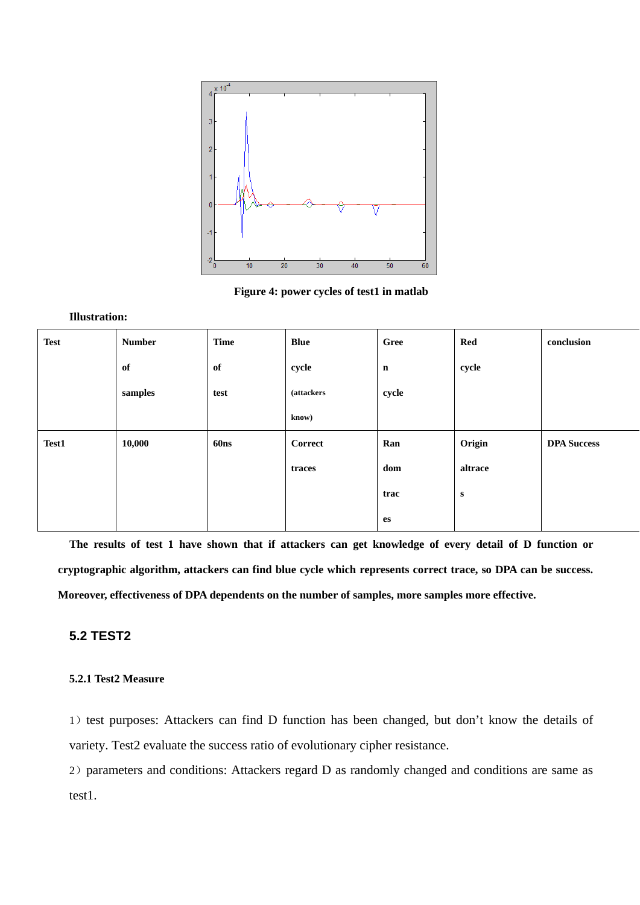**Figure 4: power cycles of test1 in matlab**

**Illustration:**

| Test | Number of samples | Time of test | Blue cycle (attackers know) | Green cycle | Red cycle | conclusion |
|---|---|---|---|---|---|---|
| Test1 | 10,000 | 60ns | Correct traces | Random traces | Originaltraces | DPA Success |

**The results of test 1 have shown that if attackers can get knowledge of every detail of D function or cryptographic algorithm, attackers can find blue cycle which represents correct trace, so DPA can be success. Moreover, effectiveness of DPA dependents on the number of samples, more samples more effective.**

## 5.2 TEST2

### 5.2.1 Test2 Measure

1）test purposes: Attackers can find D function has been changed, but don't know the details of variety. Test2 evaluate the success ratio of evolutionary cipher resistance.

2）parameters and conditions: Attackers regard D as randomly changed and conditions are same as test1.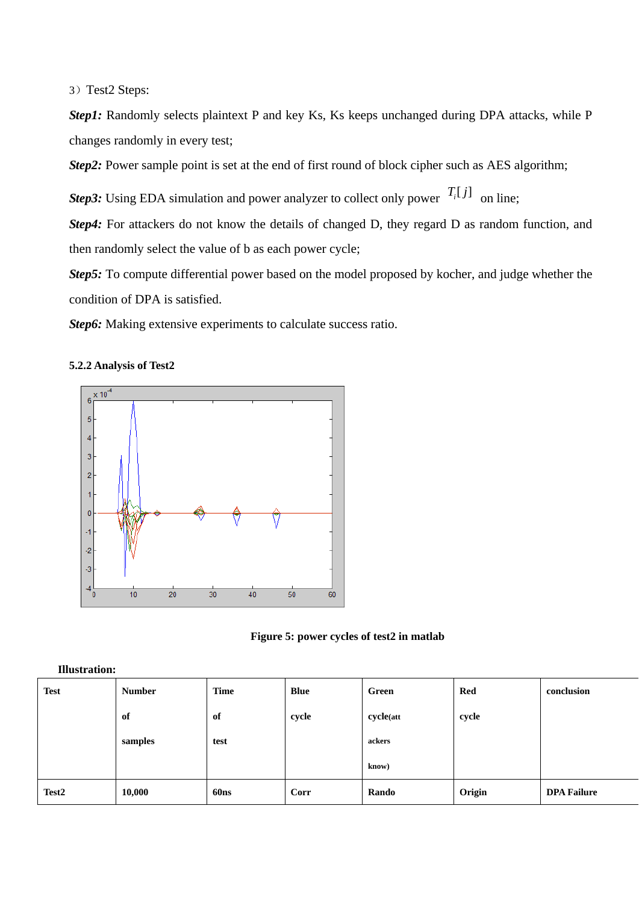3）Test2 Steps:

***Step1:*** Randomly selects plaintext P and key Ks, Ks keeps unchanged during DPA attacks, while P changes randomly in every test;

***Step2:*** Power sample point is set at the end of first round of block cipher such as AES algorithm;

***Step3:*** Using EDA simulation and power analyzer to collect only power $T_i[j]$ on line;

***Step4:*** For attackers do not know the details of changed D, they regard D as random function, and then randomly select the value of b as each power cycle;

***Step5:*** To compute differential power based on the model proposed by kocher, and judge whether the condition of DPA is satisfied.

***Step6:*** Making extensive experiments to calculate success ratio.

**5.2.2 Analysis of Test2**

**Figure 5: power cycles of test2 in matlab**

**Illustration:**

| Test | Number of samples | Time of test | Blue cycle | Green cycle(attackers know) | Red cycle | conclusion |
|---|---|---|---|---|---|---|
| **Test2** | **10,000** | **60ns** | **Corr** | **Rando** | **Origin** | **DPA Failure** |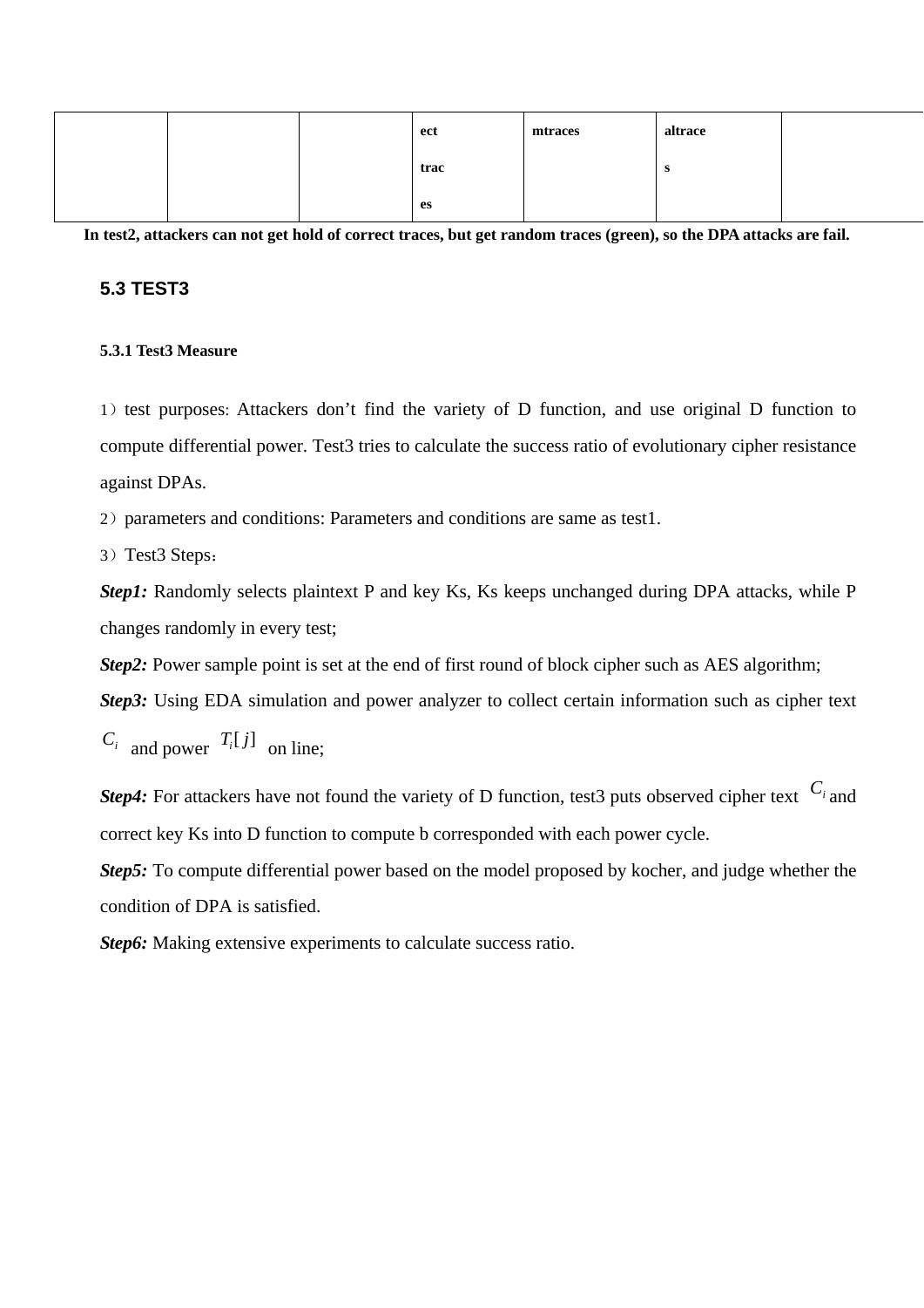| | | | ect<br>trac<br>es | mtraces | altrace<br>s | |
|---|---|---|---|---|---|---|

**In test2, attackers can not get hold of correct traces, but get random traces (green), so the DPA attacks are fail.**

## 5.3 TEST3

### 5.3.1 Test3 Measure

1）test purposes: Attackers don't find the variety of D function, and use original D function to compute differential power. Test3 tries to calculate the success ratio of evolutionary cipher resistance against DPAs.

2）parameters and conditions: Parameters and conditions are same as test1.

3）Test3 Steps：

***Step1:*** Randomly selects plaintext P and key Ks, Ks keeps unchanged during DPA attacks, while P changes randomly in every test;

***Step2:*** Power sample point is set at the end of first round of block cipher such as AES algorithm;

***Step3:*** Using EDA simulation and power analyzer to collect certain information such as cipher text $C_i$ and power $T_i[j]$ on line;

***Step4:*** For attackers have not found the variety of D function, test3 puts observed cipher text $C_i$ and correct key Ks into D function to compute b corresponded with each power cycle.

***Step5:*** To compute differential power based on the model proposed by kocher, and judge whether the condition of DPA is satisfied.

***Step6:*** Making extensive experiments to calculate success ratio.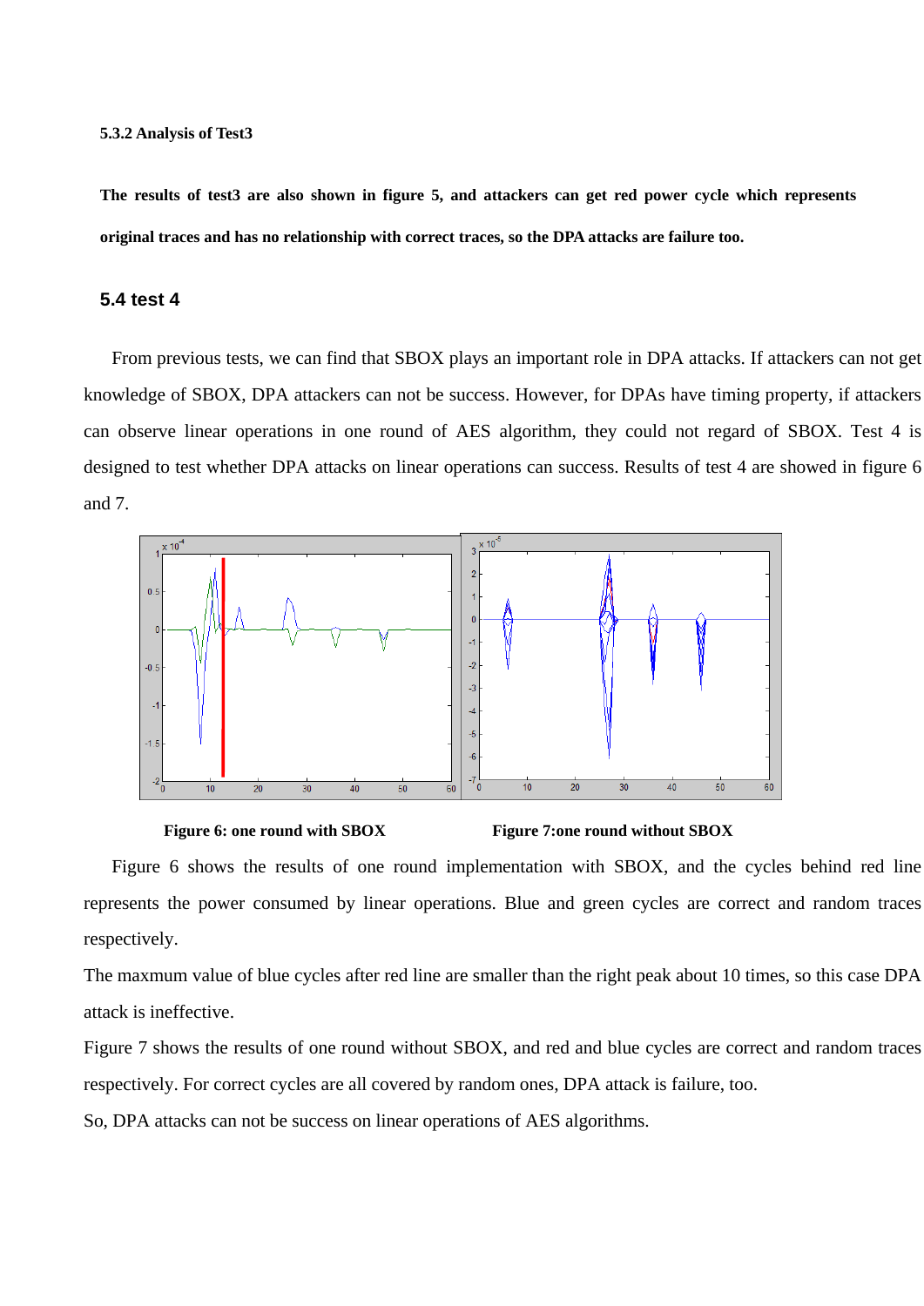#### 5.3.2 Analysis of Test3

**The results of test3 are also shown in figure 5, and attackers can get red power cycle which represents original traces and has no relationship with correct traces, so the DPA attacks are failure too.**

### 5.4 test 4

From previous tests, we can find that SBOX plays an important role in DPA attacks. If attackers can not get knowledge of SBOX, DPA attackers can not be success. However, for DPAs have timing property, if attackers can observe linear operations in one round of AES algorithm, they could not regard of SBOX. Test 4 is designed to test whether DPA attacks on linear operations can success. Results of test 4 are showed in figure 6 and 7.

**Figure 6: one round with SBOX**  **Figure 7:one round without SBOX**

Figure 6 shows the results of one round implementation with SBOX, and the cycles behind red line represents the power consumed by linear operations. Blue and green cycles are correct and random traces respectively.

The maxmum value of blue cycles after red line are smaller than the right peak about 10 times, so this case DPA attack is ineffective.

Figure 7 shows the results of one round without SBOX, and red and blue cycles are correct and random traces respectively. For correct cycles are all covered by random ones, DPA attack is failure, too.

So, DPA attacks can not be success on linear operations of AES algorithms.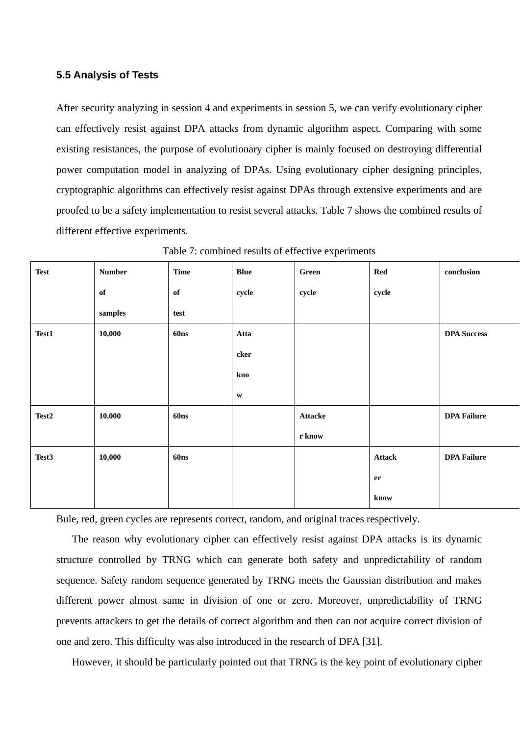### 5.5 Analysis of Tests

After security analyzing in session 4 and experiments in session 5, we can verify evolutionary cipher can effectively resist against DPA attacks from dynamic algorithm aspect. Comparing with some existing resistances, the purpose of evolutionary cipher is mainly focused on destroying differential power computation model in analyzing of DPAs. Using evolutionary cipher designing principles, cryptographic algorithms can effectively resist against DPAs through extensive experiments and are proofed to be a safety implementation to resist several attacks. Table 7 shows the combined results of different effective experiments.

Table 7: combined results of effective experiments

| Test | Number of samples | Time of test | Blue cycle | Green cycle | Red cycle | conclusion |
|---|---|---|---|---|---|---|
| **Test1** | **10,000** | **60ns** | **Attacker know** | | | **DPA Success** |
| **Test2** | **10,000** | **60ns** | | **Attacker know** | | **DPA Failure** |
| **Test3** | **10,000** | **60ns** | | | **Attacker know** | **DPA Failure** |

Bule, red, green cycles are represents correct, random, and original traces respectively.

The reason why evolutionary cipher can effectively resist against DPA attacks is its dynamic structure controlled by TRNG which can generate both safety and unpredictability of random sequence. Safety random sequence generated by TRNG meets the Gaussian distribution and makes different power almost same in division of one or zero. Moreover, unpredictability of TRNG prevents attackers to get the details of correct algorithm and then can not acquire correct division of one and zero. This difficulty was also introduced in the research of DFA [31].

However, it should be particularly pointed out that TRNG is the key point of evolutionary cipher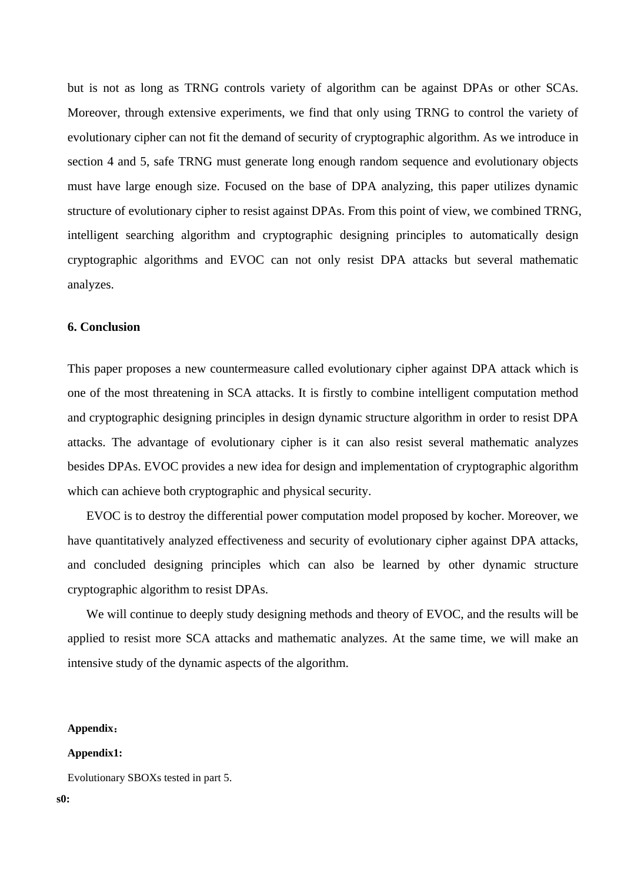but is not as long as TRNG controls variety of algorithm can be against DPAs or other SCAs. Moreover, through extensive experiments, we find that only using TRNG to control the variety of evolutionary cipher can not fit the demand of security of cryptographic algorithm. As we introduce in section 4 and 5, safe TRNG must generate long enough random sequence and evolutionary objects must have large enough size. Focused on the base of DPA analyzing, this paper utilizes dynamic structure of evolutionary cipher to resist against DPAs. From this point of view, we combined TRNG, intelligent searching algorithm and cryptographic designing principles to automatically design cryptographic algorithms and EVOC can not only resist DPA attacks but several mathematic analyzes.

## 6. Conclusion

This paper proposes a new countermeasure called evolutionary cipher against DPA attack which is one of the most threatening in SCA attacks. It is firstly to combine intelligent computation method and cryptographic designing principles in design dynamic structure algorithm in order to resist DPA attacks. The advantage of evolutionary cipher is it can also resist several mathematic analyzes besides DPAs. EVOC provides a new idea for design and implementation of cryptographic algorithm which can achieve both cryptographic and physical security.

EVOC is to destroy the differential power computation model proposed by kocher. Moreover, we have quantitatively analyzed effectiveness and security of evolutionary cipher against DPA attacks, and concluded designing principles which can also be learned by other dynamic structure cryptographic algorithm to resist DPAs.

We will continue to deeply study designing methods and theory of EVOC, and the results will be applied to resist more SCA attacks and mathematic analyzes. At the same time, we will make an intensive study of the dynamic aspects of the algorithm.

**Appendix：**

**Appendix1:**

Evolutionary SBOXs tested in part 5.

**s0:**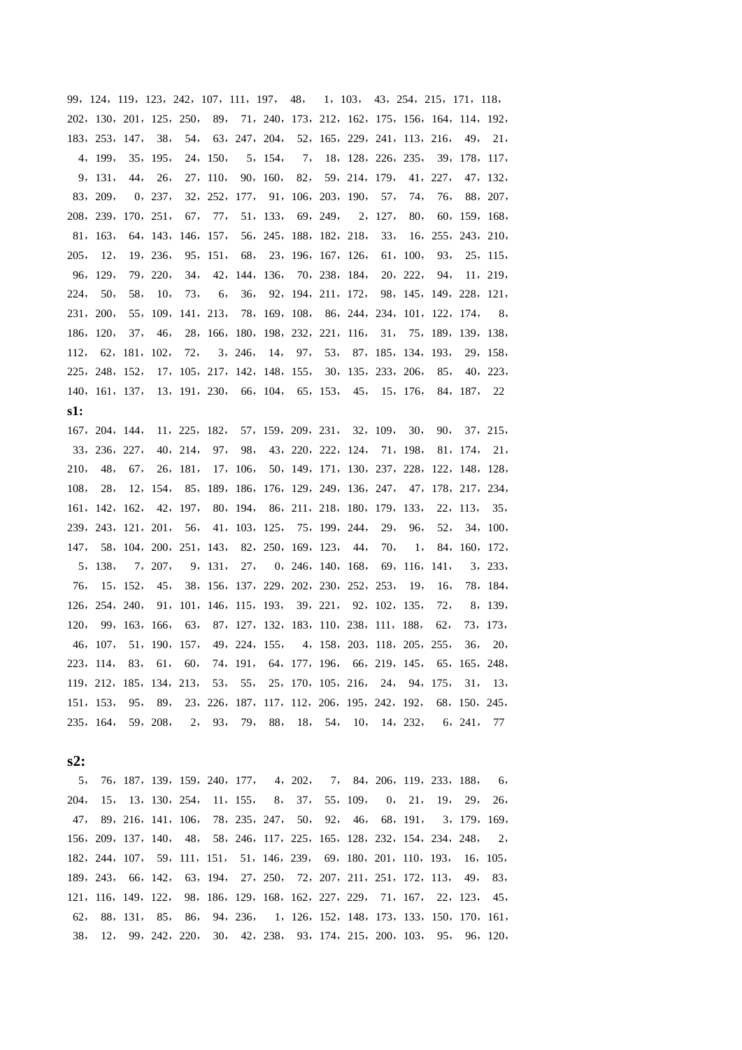99，124，119，123，242，107，111，197， 48， 1，103， 43，254，215，171，118，
202，130，201，125，250， 89， 71，240，173，212，162，175，156，164，114，192，
183，253，147， 38， 54， 63，247，204， 52，165，229，241，113，216， 49， 21，
4，199， 35，195， 24，150， 5，154， 7， 18，128，226，235， 39，178，117，
9，131， 44， 26， 27，110， 90，160， 82， 59，214，179， 41，227， 47，132，
83，209， 0，237， 32，252，177， 91，106，203，190， 57， 74， 76， 88，207，
208，239，170，251， 67， 77， 51，133， 69，249， 2，127， 80， 60，159，168，
81，163， 64，143，146，157， 56，245，188，182，218， 33， 16，255，243，210，
205， 12， 19，236， 95，151， 68， 23，196，167，126， 61，100， 93， 25，115，
96，129， 79，220， 34， 42，144，136， 70，238，184， 20，222， 94， 11，219，
224， 50， 58， 10， 73， 6， 36， 92，194，211，172， 98，145，149，228，121，
231，200， 55，109，141，213， 78，169，108， 86，244，234，101，122，174， 8，
186，120， 37， 46， 28，166，180，198，232，221，116， 31， 75，189，139，138，
112， 62，181，102， 72， 3，246， 14， 97， 53， 87，185，134，193， 29，158，
225，248，152， 17，105，217，142，148，155， 30，135，233，206， 85， 40，223，
140，161，137， 13，191，230， 66，104， 65，153， 45， 15，176， 84，187， 22

**s1:**

167，204，144， 11，225，182， 57，159，209，231， 32，109， 30， 90， 37，215，
33，236，227， 40，214， 97， 98， 43，220，222，124， 71，198， 81，174， 21，
210， 48， 67， 26，181， 17，106， 50，149，171，130，237，228，122，148，128，
108， 28， 12，154， 85，189，186，176，129，249，136，247， 47，178，217，234，
161，142，162， 42，197， 80，194， 86，211，218，180，179，133， 22，113， 35，
239，243，121，201， 56， 41，103，125， 75，199，244， 29， 96， 52， 34，100，
147， 58，104，200，251，143， 82，250，169，123， 44， 70， 1， 84，160，172，
5，138， 7，207， 9，131， 27， 0，246，140，168， 69，116，141， 3，233，
76， 15，152， 45， 38，156，137，229，202，230，252，253， 19， 16， 78，184，
126，254，240， 91，101，146，115，193， 39，221， 92，102，135， 72， 8，139，
120， 99，163，166， 63， 87，127，132，183，110，238，111，188， 62， 73，173，
46，107， 51，190，157， 49，224，155， 4，158，203，118，205，255， 36， 20，
223，114， 83， 61， 60， 74，191， 64，177，196， 66，219，145， 65，165，248，
119，212，185，134，213， 53， 55， 25，170，105，216， 24， 94，175， 31， 13，
151，153， 95， 89， 23，226，187，117，112，206，195，242，192， 68，150，245，
235，164， 59，208， 2， 93， 79， 88， 18， 54， 10， 14，232， 6，241， 77

**s2:**

5， 76，187，139，159，240，177， 4，202， 7， 84，206，119，233，188， 6，
204， 15， 13，130，254， 11，155， 8， 37， 55，109， 0， 21， 19， 29， 26，
47， 89，216，141，106， 78，235，247， 50， 92， 46， 68，191， 3，179，169，
156，209，137，140， 48， 58，246，117，225，165，128，232，154，234，248， 2，
182，244，107， 59，111，151， 51，146，239， 69，180，201，110，193， 16，105，
189，243， 66，142， 63，194， 27，250， 72，207，211，251，172，113， 49， 83，
121，116，149，122， 98，186，129，168，162，227，229， 71，167， 22，123， 45，
62， 88，131， 85， 86， 94，236， 1，126，152，148，173，133，150，170，161，
38， 12， 99，242，220， 30， 42，238， 93，174，215，200，103， 95， 96，120，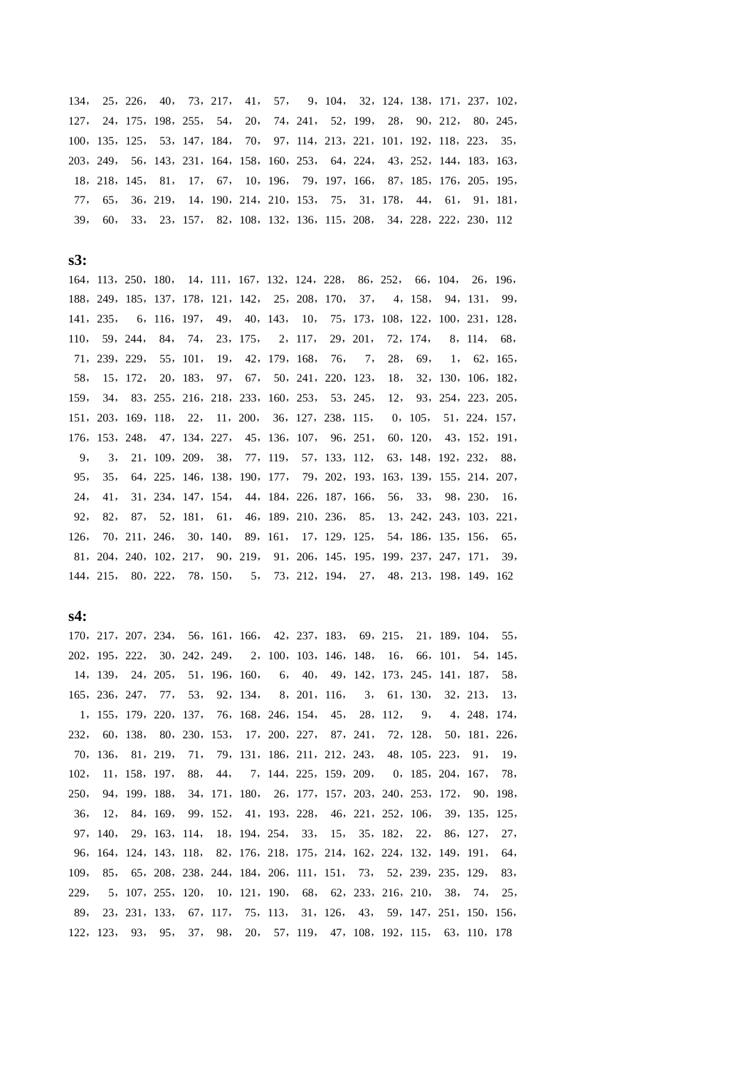134， 25，226， 40， 73，217， 41， 57， 9，104， 32，124，138，171，237，102，
127， 24，175，198，255， 54， 20， 74，241， 52，199， 28， 90，212， 80，245，
100，135，125， 53，147，184， 70， 97，114，213，221，101，192，118，223， 35，
203，249， 56，143，231，164，158，160，253， 64，224， 43，252，144，183，163，
18，218，145， 81， 17， 67， 10，196， 79，197，166， 87，185，176，205，195，
77， 65， 36，219， 14，190，214，210，153， 75， 31，178， 44， 61， 91，181，
39， 60， 33， 23，157， 82，108，132，136，115，208， 34，228，222，230，112

**s3:**

164，113，250，180， 14，111，167，132，124，228， 86，252， 66，104， 26，196，
188，249，185，137，178，121，142， 25，208，170， 37， 4，158， 94，131， 99，
141，235， 6，116，197， 49， 40，143， 10， 75，173，108，122，100，231，128，
110， 59，244， 84， 74， 23，175， 2，117， 29，201， 72，174， 8，114， 68，
71，239，229， 55，101， 19， 42，179，168， 76， 7， 28， 69， 1， 62，165，
58， 15，172， 20，183， 97， 67， 50，241，220，123， 18， 32，130，106，182，
159， 34， 83，255，216，218，233，160，253， 53，245， 12， 93，254，223，205，
151，203，169，118， 22， 11，200， 36，127，238，115， 0，105， 51，224，157，
176，153，248， 47，134，227， 45，136，107， 96，251， 60，120， 43，152，191，
9， 3， 21，109，209， 38， 77，119， 57，133，112， 63，148，192，232， 88，
95， 35， 64，225，146，138，190，177， 79，202，193，163，139，155，214，207，
24， 41， 31，234，147，154， 44，184，226，187，166， 56， 33， 98，230， 16，
92， 82， 87， 52，181， 61， 46，189，210，236， 85， 13，242，243，103，221，
126， 70，211，246， 30，140， 89，161， 17，129，125， 54，186，135，156， 65，
81，204，240，102，217， 90，219， 91，206，145，195，199，237，247，171， 39，
144，215， 80，222， 78，150， 5， 73，212，194， 27， 48，213，198，149，162

**s4:**

170，217，207，234， 56，161，166， 42，237，183， 69，215， 21，189，104， 55，
202，195，222， 30，242，249， 2，100，103，146，148， 16， 66，101， 54，145，
14，139， 24，205， 51，196，160， 6， 40， 49，142，173，245，141，187， 58，
165，236，247， 77， 53， 92，134， 8，201，116， 3， 61，130， 32，213， 13，
1，155，179，220，137， 76，168，246，154， 45， 28，112， 9， 4，248，174，
232， 60，138， 80，230，153， 17，200，227， 87，241， 72，128， 50，181，226，
70，136， 81，219， 71， 79，131，186，211，212，243， 48，105，223， 91， 19，
102， 11，158，197， 88， 44， 7，144，225，159，209， 0，185，204，167， 78，
250， 94，199，188， 34，171，180， 26，177，157，203，240，253，172， 90，198，
36， 12， 84，169， 99，152， 41，193，228， 46，221，252，106， 39，135，125，
97，140， 29，163，114， 18，194，254， 33， 15， 35，182， 22， 86，127， 27，
96，164，124，143，118， 82，176，218，175，214，162，224，132，149，191， 64，
109， 85， 65，208，238，244，184，206，111，151， 73， 52，239，235，129， 83，
229， 5，107，255，120， 10，121，190， 68， 62，233，216，210， 38， 74， 25，
89， 23，231，133， 67，117， 75，113， 31，126， 43， 59，147，251，150，156，
122，123， 93， 95， 37， 98， 20， 57，119， 47，108，192，115， 63，110，178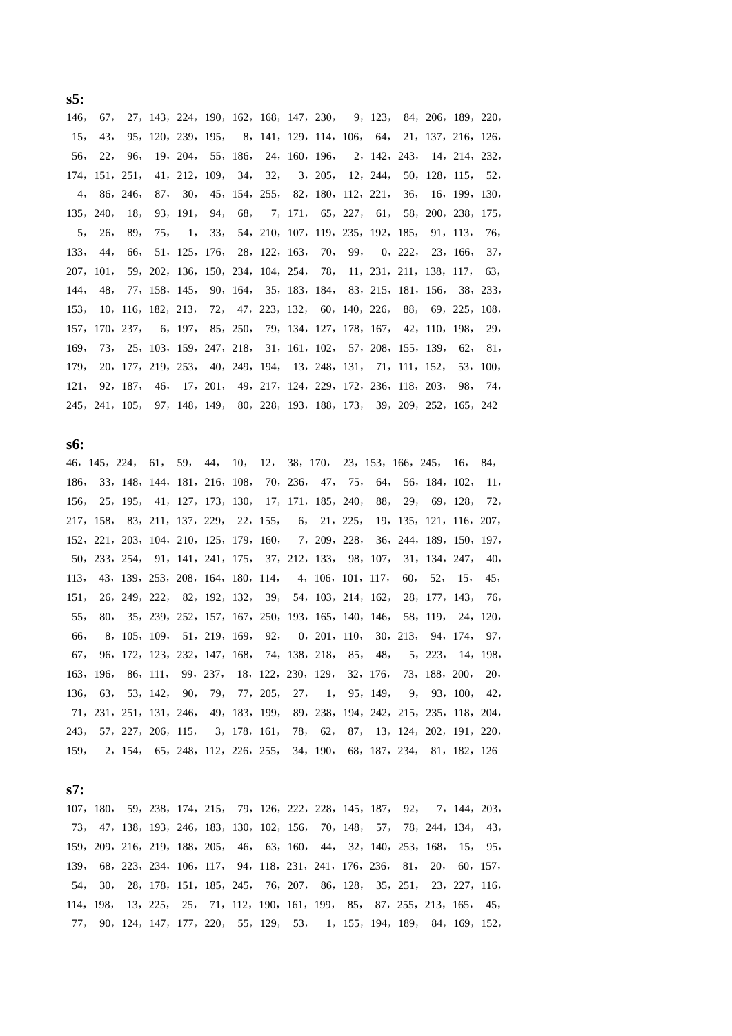**s5:**

146，67，27，143，224，190，162，168，147，230，9，123，84，206，189，220，
15，43，95，120，239，195，8，141，129，114，106，64，21，137，216，126，
56，22，96，19，204，55，186，24，160，196，2，142，243，14，214，232，
174，151，251，41，212，109，34，32，3，205，12，244，50，128，115，52，
4，86，246，87，30，45，154，255，82，180，112，221，36，16，199，130，
135，240，18，93，191，94，68，7，171，65，227，61，58，200，238，175，
5，26，89，75，1，33，54，210，107，119，235，192，185，91，113，76，
133，44，66，51，125，176，28，122，163，70，99，0，222，23，166，37，
207，101，59，202，136，150，234，104，254，78，11，231，211，138，117，63，
144，48，77，158，145，90，164，35，183，184，83，215，181，156，38，233，
153，10，116，182，213，72，47，223，132，60，140，226，88，69，225，108，
157，170，237，6，197，85，250，79，134，127，178，167，42，110，198，29，
169，73，25，103，159，247，218，31，161，102，57，208，155，139，62，81，
179，20，177，219，253，40，249，194，13，248，131，71，111，152，53，100，
121，92，187，46，17，201，49，217，124，229，172，236，118，203，98，74，
245，241，105，97，148，149，80，228，193，188，173，39，209，252，165，242

**s6:**

46，145，224，61，59，44，10，12，38，170，23，153，166，245，16，84，
186，33，148，144，181，216，108，70，236，47，75，64，56，184，102，11，
156，25，195，41，127，173，130，17，171，185，240，88，29，69，128，72，
217，158，83，211，137，229，22，155，6，21，225，19，135，121，116，207，
152，221，203，104，210，125，179，160，7，209，228，36，244，189，150，197，
50，233，254，91，141，241，175，37，212，133，98，107，31，134，247，40，
113，43，139，253，208，164，180，114，4，106，101，117，60，52，15，45，
151，26，249，222，82，192，132，39，54，103，214，162，28，177，143，76，
55，80，35，239，252，157，167，250，193，165，140，146，58，119，24，120，
66，8，105，109，51，219，169，92，0，201，110，30，213，94，174，97，
67，96，172，123，232，147，168，74，138，218，85，48，5，223，14，198，
163，196，86，111，99，237，18，122，230，129，32，176，73，188，200，20，
136，63，53，142，90，79，77，205，27，1，95，149，9，93，100，42，
71，231，251，131，246，49，183，199，89，238，194，242，215，235，118，204，
243，57，227，206，115，3，178，161，78，62，87，13，124，202，191，220，
159，2，154，65，248，112，226，255，34，190，68，187，234，81，182，126

**s7:**

107，180，59，238，174，215，79，126，222，228，145，187，92，7，144，203，
73，47，138，193，246，183，130，102，156，70，148，57，78，244，134，43，
159，209，216，219，188，205，46，63，160，44，32，140，253，168，15，95，
139，68，223，234，106，117，94，118，231，241，176，236，81，20，60，157，
54，30，28，178，151，185，245，76，207，86，128，35，251，23，227，116，
114，198，13，225，25，71，112，190，161，199，85，87，255，213，165，45，
77，90，124，147，177，220，55，129，53，1，155，194，189，84，169，152，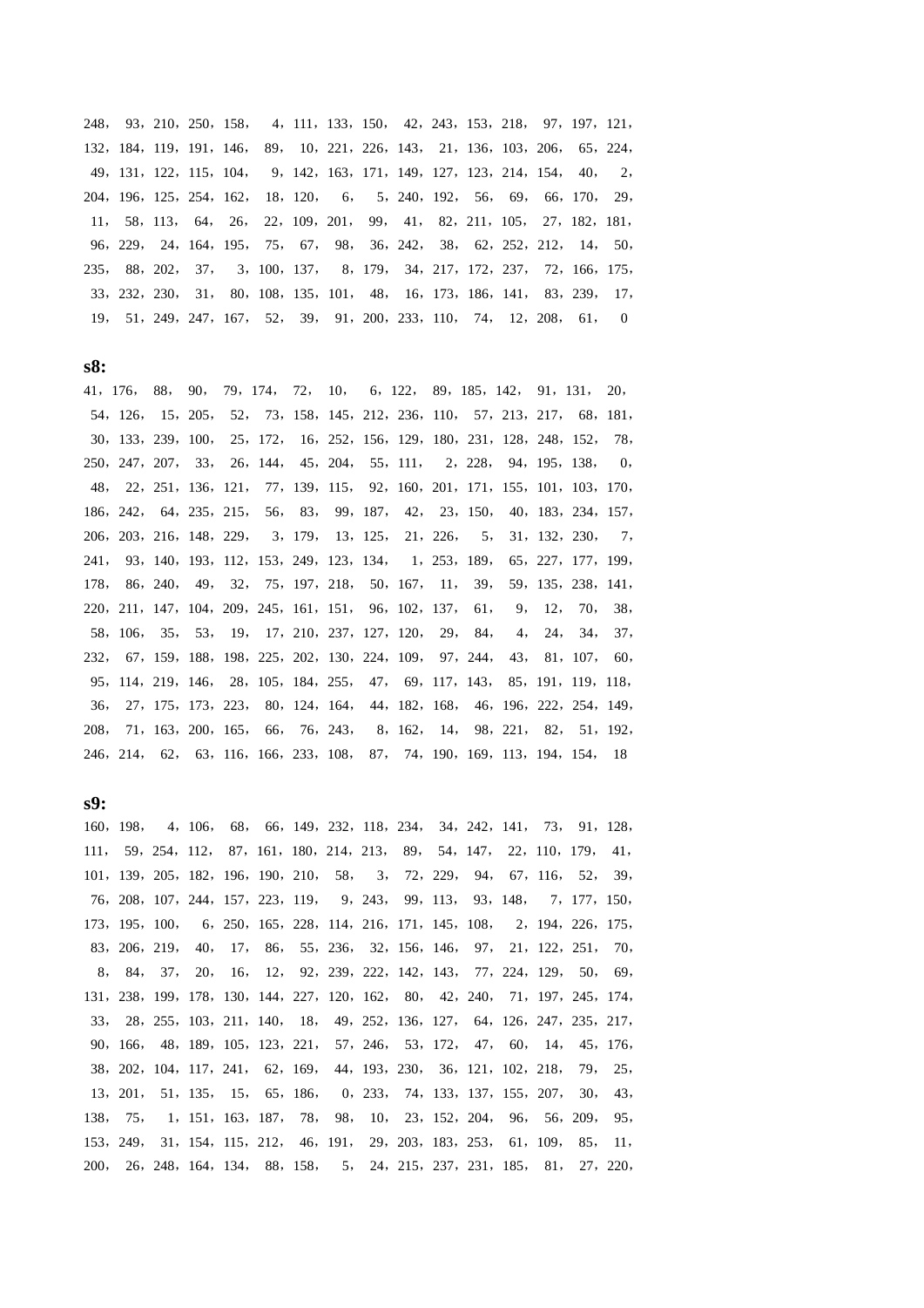248， 93，210，250，158， 4，111，133，150， 42，243，153，218， 97，197，121，
132，184，119，191，146， 89， 10，221，226，143， 21，136，103，206， 65，224，
49，131，122，115，104， 9，142，163，171，149，127，123，214，154， 40， 2，
204，196，125，254，162， 18，120， 6， 5，240，192， 56， 69， 66，170， 29，
11， 58，113， 64， 26， 22，109，201， 99， 41， 82，211，105， 27，182，181，
96，229， 24，164，195， 75， 67， 98， 36，242， 38， 62，252，212， 14， 50，
235， 88，202， 37， 3，100，137， 8，179， 34，217，172，237， 72，166，175，
33，232，230， 31， 80，108，135，101， 48， 16，173，186，141， 83，239， 17，
19， 51，249，247，167， 52， 39， 91，200，233，110， 74， 12，208， 61， 0

**s8:**

41，176， 88， 90， 79，174， 72， 10， 6，122， 89，185，142， 91，131， 20，
54，126， 15，205， 52， 73，158，145，212，236，110， 57，213，217， 68，181，
30，133，239，100， 25，172， 16，252，156，129，180，231，128，248，152， 78，
250，247，207， 33， 26，144， 45，204， 55，111， 2，228， 94，195，138， 0，
48， 22，251，136，121， 77，139，115， 92，160，201，171，155，101，103，170，
186，242， 64，235，215， 56， 83， 99，187， 42， 23，150， 40，183，234，157，
206，203，216，148，229， 3，179， 13，125， 21，226， 5， 31，132，230， 7，
241， 93，140，193，112，153，249，123，134， 1，253，189， 65，227，177，199，
178， 86，240， 49， 32， 75，197，218， 50，167， 11， 39， 59，135，238，141，
220，211，147，104，209，245，161，151， 96，102，137， 61， 9， 12， 70， 38，
58，106， 35， 53， 19， 17，210，237，127，120， 29， 84， 4， 24， 34， 37，
232， 67，159，188，198，225，202，130，224，109， 97，244， 43， 81，107， 60，
95，114，219，146， 28，105，184，255， 47， 69，117，143， 85，191，119，118，
36， 27，175，173，223， 80，124，164， 44，182，168， 46，196，222，254，149，
208， 71，163，200，165， 66， 76，243， 8，162， 14， 98，221， 82， 51，192，
246，214， 62， 63，116，166，233，108， 87， 74，190，169，113，194，154， 18

**s9:**

160，198， 4，106， 68， 66，149，232，118，234， 34，242，141， 73， 91，128，
111， 59，254，112， 87，161，180，214，213， 89， 54，147， 22，110，179， 41，
101，139，205，182，196，190，210， 58， 3， 72，229， 94， 67，116， 52， 39，
76，208，107，244，157，223，119， 9，243， 99，113， 93，148， 7，177，150，
173，195，100， 6，250，165，228，114，216，171，145，108， 2，194，226，175，
83，206，219， 40， 17， 86， 55，236， 32，156，146， 97， 21，122，251， 70，
8， 84， 37， 20， 16， 12， 92，239，222，142，143， 77，224，129， 50， 69，
131，238，199，178，130，144，227，120，162， 80， 42，240， 71，197，245，174，
33， 28，255，103，211，140， 18， 49，252，136，127， 64，126，247，235，217，
90，166， 48，189，105，123，221， 57，246， 53，172， 47， 60， 14， 45，176，
38，202，104，117，241， 62，169， 44，193，230， 36，121，102，218， 79， 25，
13，201， 51，135， 15， 65，186， 0，233， 74，133，137，155，207， 30， 43，
138， 75， 1，151，163，187， 78， 98， 10， 23，152，204， 96， 56，209， 95，
153，249， 31，154，115，212， 46，191， 29，203，183，253， 61，109， 85， 11，
200， 26，248，164，134， 88，158， 5， 24，215，237，231，185， 81， 27，220，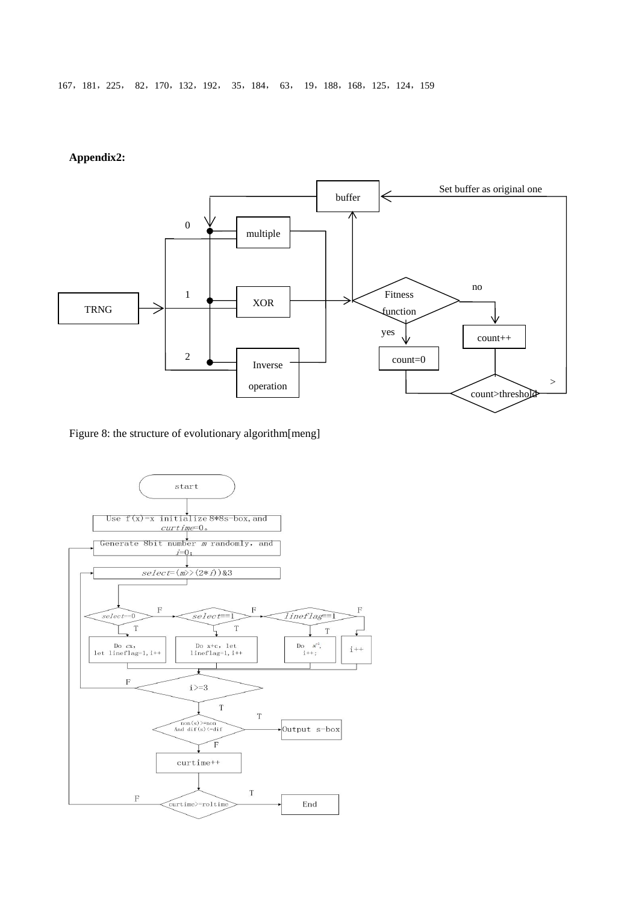167，181，225， 82，170，132，192， 35，184， 63， 19，188，168，125，124，159

**Appendix2:**

Figure 8: the structure of evolutionary algorithm[meng]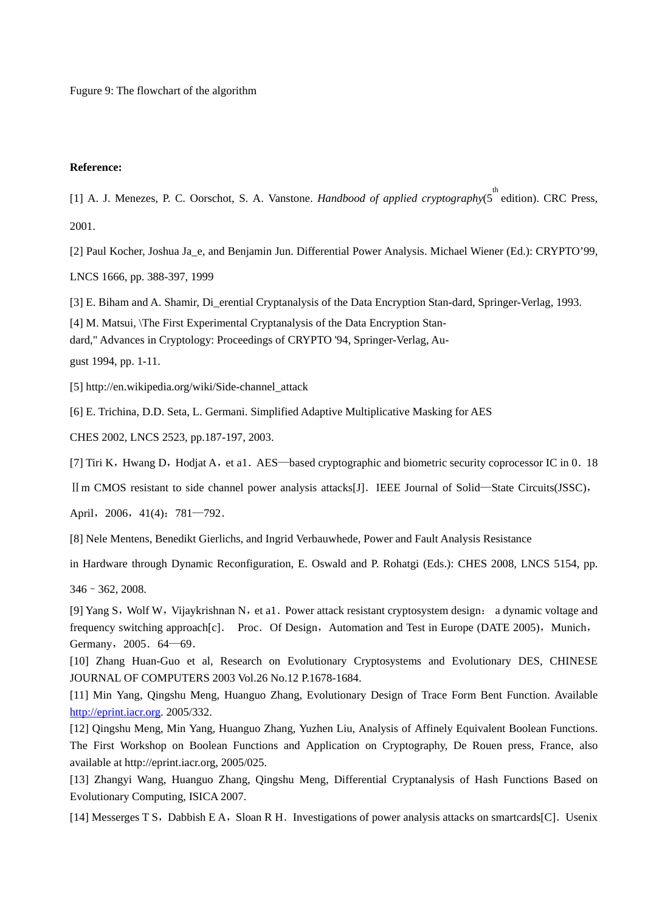Fugure 9: The flowchart of the algorithm

**Reference:**

[1] A. J. Menezes, P. C. Oorschot, S. A. Vanstone. *Handbood of applied cryptography*(5$^{th}$ edition). CRC Press, 2001.

[2] Paul Kocher, Joshua Ja_e, and Benjamin Jun. Differential Power Analysis. Michael Wiener (Ed.): CRYPTO'99, LNCS 1666, pp. 388-397, 1999

[3] E. Biham and A. Shamir, Di_erential Cryptanalysis of the Data Encryption Stan-dard, Springer-Verlag, 1993.

[4] M. Matsui, \The First Experimental Cryptanalysis of the Data Encryption Stan-dard," Advances in Cryptology: Proceedings of CRYPTO '94, Springer-Verlag, Au-gust 1994, pp. 1-11.

[5] http://en.wikipedia.org/wiki/Side-channel_attack

[6] E. Trichina, D.D. Seta, L. Germani. Simplified Adaptive Multiplicative Masking for AES CHES 2002, LNCS 2523, pp.187-197, 2003.

[7] Tiri K，Hwang D，Hodjat A，et a1．AES—based cryptographic and biometric security coprocessor IC in 0．18 Ⅱm CMOS resistant to side channel power analysis attacks[J]．IEEE Journal of Solid—State Circuits(JSSC)，April，2006，41(4)：781—792．

[8] Nele Mentens, Benedikt Gierlichs, and Ingrid Verbauwhede, Power and Fault Analysis Resistance in Hardware through Dynamic Reconfiguration, E. Oswald and P. Rohatgi (Eds.): CHES 2008, LNCS 5154, pp. 346–362, 2008.

[9] Yang S，Wolf W，Vijaykrishnan N，et a1．Power attack resistant cryptosystem design： a dynamic voltage and frequency switching approach[c]． Proc．Of Design，Automation and Test in Europe (DATE 2005)，Munich，Germany，2005．64—69．

[10] Zhang Huan-Guo et al, Research on Evolutionary Cryptosystems and Evolutionary DES, CHINESE JOURNAL OF COMPUTERS 2003 Vol.26 No.12 P.1678-1684.

[11] Min Yang, Qingshu Meng, Huanguo Zhang, Evolutionary Design of Trace Form Bent Function. Available http://eprint.iacr.org. 2005/332.

[12] Qingshu Meng, Min Yang, Huanguo Zhang, Yuzhen Liu, Analysis of Affinely Equivalent Boolean Functions. The First Workshop on Boolean Functions and Application on Cryptography, De Rouen press, France, also available at http://eprint.iacr.org, 2005/025.

[13] Zhangyi Wang, Huanguo Zhang, Qingshu Meng, Differential Cryptanalysis of Hash Functions Based on Evolutionary Computing, ISICA 2007.

[14] Messerges T S，Dabbish E A，Sloan R H．Investigations of power analysis attacks on smartcards[C]．Usenix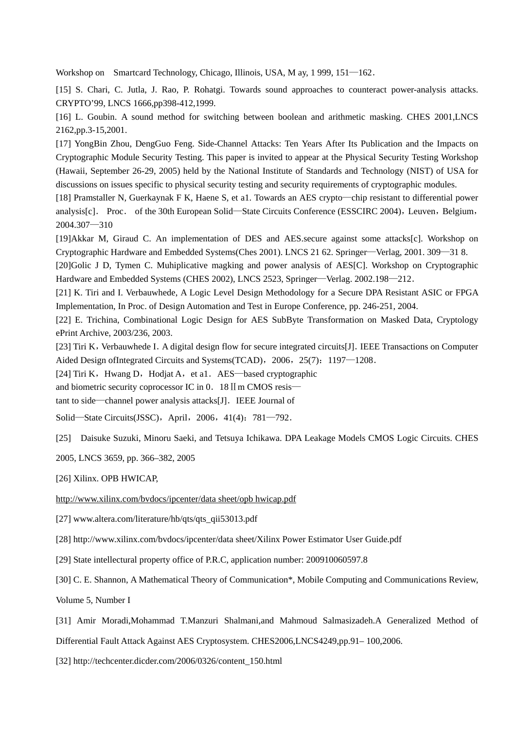Workshop on Smartcard Technology, Chicago, Illinois, USA, M ay, 1 999, 151—162．

[15] S. Chari, C. Jutla, J. Rao, P. Rohatgi. Towards sound approaches to counteract power-analysis attacks. CRYPTO’99, LNCS 1666,pp398-412,1999.

[16] L. Goubin. A sound method for switching between boolean and arithmetic masking. CHES 2001,LNCS 2162,pp.3-15,2001.

[17] YongBin Zhou, DengGuo Feng. Side-Channel Attacks: Ten Years After Its Publication and the Impacts on Cryptographic Module Security Testing. This paper is invited to appear at the Physical Security Testing Workshop (Hawaii, September 26-29, 2005) held by the National Institute of Standards and Technology (NIST) of USA for discussions on issues specific to physical security testing and security requirements of cryptographic modules.

[18] Pramstaller N, Guerkaynak F K, Haene S, et a1. Towards an AES crypto—chip resistant to differential power analysis[c]． Proc． of the 30th European Solid—State Circuits Conference (ESSCIRC 2004)，Leuven，Belgium，2004.307—310

[19]Akkar M, Giraud C. An implementation of DES and AES.secure against some attacks[c]. Workshop on Cryptographic Hardware and Embedded Systems(Ches 2001). LNCS 21 62. Springer—Verlag, 2001. 309—31 8.

[20]Golic J D, Tymen C. Muhiplicative magking and power analysis of AES[C]. Workshop on Cryptographic Hardware and Embedded Systems (CHES 2002), LNCS 2523, Springer—Verlag. 2002.198—212．

[21] K. Tiri and I. Verbauwhede, A Logic Level Design Methodology for a Secure DPA Resistant ASIC or FPGA Implementation, In Proc. of Design Automation and Test in Europe Conference, pp. 246-251, 2004.

[22] E. Trichina, Combinational Logic Design for AES SubByte Transformation on Masked Data, Cryptology ePrint Archive, 2003/236, 2003.

[23] Tiri K，Verbauwhede I．A digital design flow for secure integrated circuits[J]．IEEE Transactions on Computer Aided Design ofIntegrated Circuits and Systems(TCAD)，2006，25(7)：1197—1208．

[24] Tiri K，Hwang D，Hodjat A，et a1．AES—based cryptographic and biometric security coprocessor IC in 0．18Ⅱm CMOS resis—tant to side—channel power analysis attacks[J]．IEEE Journal of Solid—State Circuits(JSSC)，April，2006，41(4)：781—792．

[25] Daisuke Suzuki, Minoru Saeki, and Tetsuya Ichikawa. DPA Leakage Models CMOS Logic Circuits. CHES 2005, LNCS 3659, pp. 366–382, 2005

[26] Xilinx. OPB HWICAP,

http://www.xilinx.com/bvdocs/ipcenter/data sheet/opb hwicap.pdf

[27] www.altera.com/literature/hb/qts/qts_qii53013.pdf

[28] http://www.xilinx.com/bvdocs/ipcenter/data sheet/Xilinx Power Estimator User Guide.pdf

[29] State intellectural property office of P.R.C, application number: 200910060597.8

[30] C. E. Shannon, A Mathematical Theory of Communication*, Mobile Computing and Communications Review, Volume 5, Number I

[31] Amir Moradi,Mohammad T.Manzuri Shalmani,and Mahmoud Salmasizadeh.A Generalized Method of Differential Fault Attack Against AES Cryptosystem. CHES2006,LNCS4249,pp.91– 100,2006.

[32] http://techcenter.dicder.com/2006/0326/content_150.html